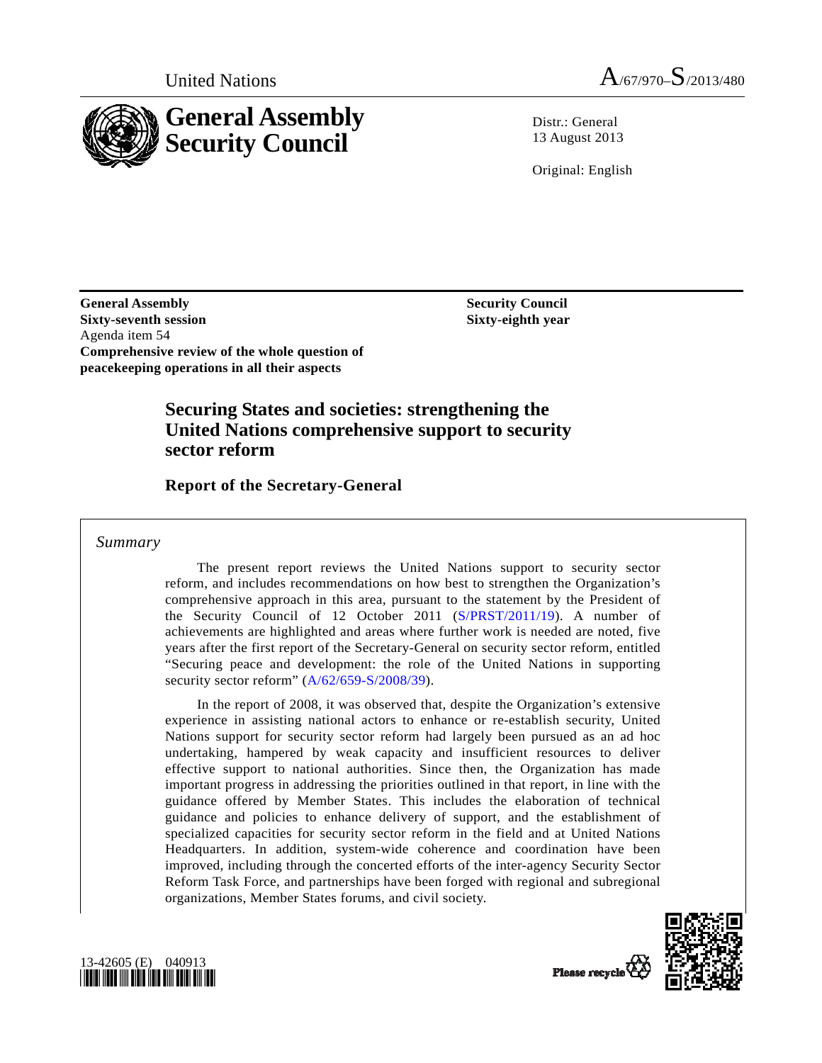United Nations A/67/970–S/2013/480

# General Assembly Security Council

Distr.: General
13 August 2013

Original: English

**General Assembly**
**Sixty-seventh session**
Agenda item 54
**Comprehensive review of the whole question of peacekeeping operations in all their aspects**

**Security Council**
**Sixty-eighth year**

# Securing States and societies: strengthening the United Nations comprehensive support to security sector reform

## Report of the Secretary-General

*Summary*

The present report reviews the United Nations support to security sector reform, and includes recommendations on how best to strengthen the Organization's comprehensive approach in this area, pursuant to the statement by the President of the Security Council of 12 October 2011 (S/PRST/2011/19). A number of achievements are highlighted and areas where further work is needed are noted, five years after the first report of the Secretary-General on security sector reform, entitled "Securing peace and development: the role of the United Nations in supporting security sector reform" (A/62/659-S/2008/39).

In the report of 2008, it was observed that, despite the Organization's extensive experience in assisting national actors to enhance or re-establish security, United Nations support for security sector reform had largely been pursued as an ad hoc undertaking, hampered by weak capacity and insufficient resources to deliver effective support to national authorities. Since then, the Organization has made important progress in addressing the priorities outlined in that report, in line with the guidance offered by Member States. This includes the elaboration of technical guidance and policies to enhance delivery of support, and the establishment of specialized capacities for security sector reform in the field and at United Nations Headquarters. In addition, system-wide coherence and coordination have been improved, including through the concerted efforts of the inter-agency Security Sector Reform Task Force, and partnerships have been forged with regional and subregional organizations, Member States forums, and civil society.

13-42605 (E) 040913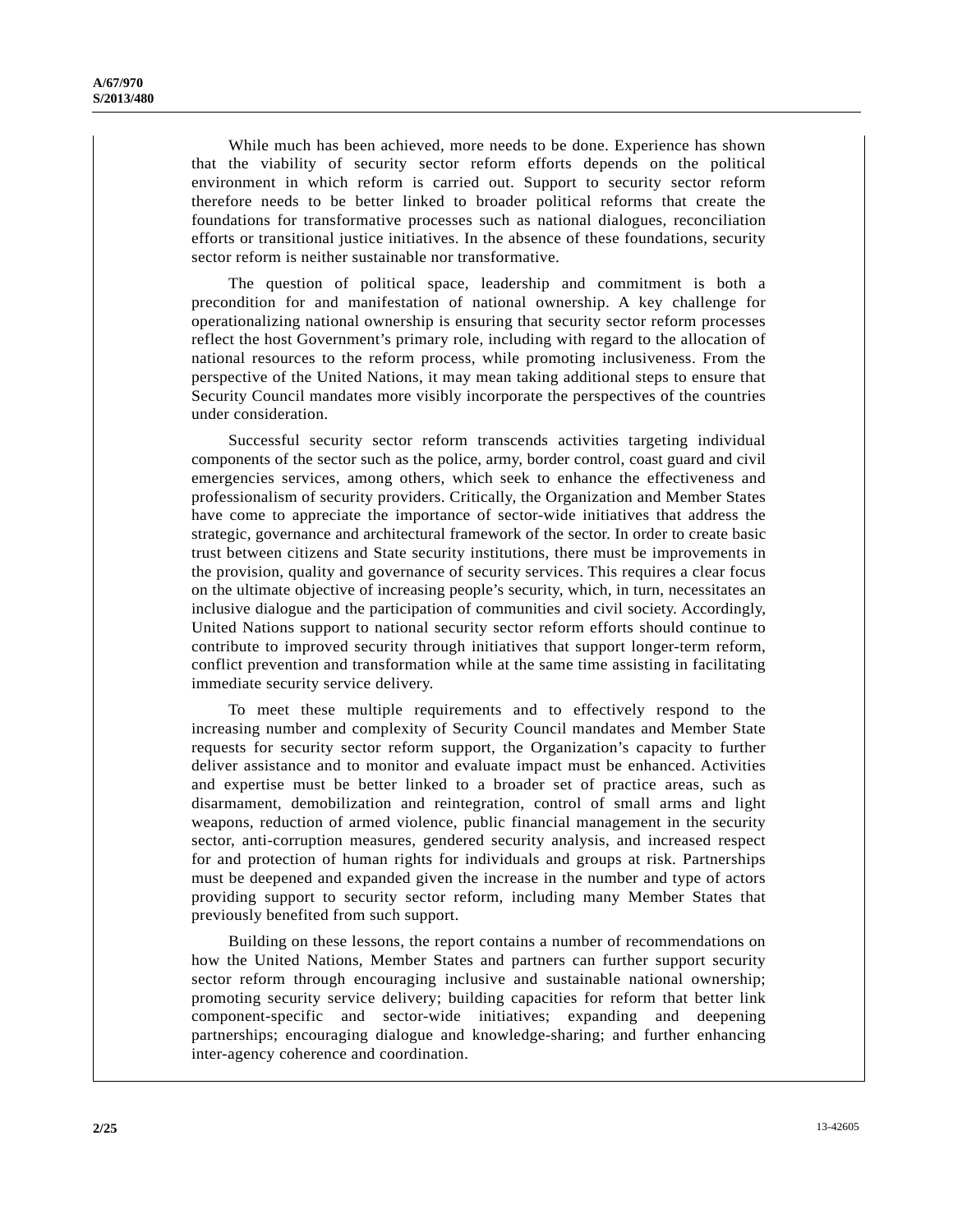While much has been achieved, more needs to be done. Experience has shown that the viability of security sector reform efforts depends on the political environment in which reform is carried out. Support to security sector reform therefore needs to be better linked to broader political reforms that create the foundations for transformative processes such as national dialogues, reconciliation efforts or transitional justice initiatives. In the absence of these foundations, security sector reform is neither sustainable nor transformative.

The question of political space, leadership and commitment is both a precondition for and manifestation of national ownership. A key challenge for operationalizing national ownership is ensuring that security sector reform processes reflect the host Government's primary role, including with regard to the allocation of national resources to the reform process, while promoting inclusiveness. From the perspective of the United Nations, it may mean taking additional steps to ensure that Security Council mandates more visibly incorporate the perspectives of the countries under consideration.

Successful security sector reform transcends activities targeting individual components of the sector such as the police, army, border control, coast guard and civil emergencies services, among others, which seek to enhance the effectiveness and professionalism of security providers. Critically, the Organization and Member States have come to appreciate the importance of sector-wide initiatives that address the strategic, governance and architectural framework of the sector. In order to create basic trust between citizens and State security institutions, there must be improvements in the provision, quality and governance of security services. This requires a clear focus on the ultimate objective of increasing people's security, which, in turn, necessitates an inclusive dialogue and the participation of communities and civil society. Accordingly, United Nations support to national security sector reform efforts should continue to contribute to improved security through initiatives that support longer-term reform, conflict prevention and transformation while at the same time assisting in facilitating immediate security service delivery.

To meet these multiple requirements and to effectively respond to the increasing number and complexity of Security Council mandates and Member State requests for security sector reform support, the Organization's capacity to further deliver assistance and to monitor and evaluate impact must be enhanced. Activities and expertise must be better linked to a broader set of practice areas, such as disarmament, demobilization and reintegration, control of small arms and light weapons, reduction of armed violence, public financial management in the security sector, anti-corruption measures, gendered security analysis, and increased respect for and protection of human rights for individuals and groups at risk. Partnerships must be deepened and expanded given the increase in the number and type of actors providing support to security sector reform, including many Member States that previously benefited from such support.

Building on these lessons, the report contains a number of recommendations on how the United Nations, Member States and partners can further support security sector reform through encouraging inclusive and sustainable national ownership; promoting security service delivery; building capacities for reform that better link component-specific and sector-wide initiatives; expanding and deepening partnerships; encouraging dialogue and knowledge-sharing; and further enhancing inter-agency coherence and coordination.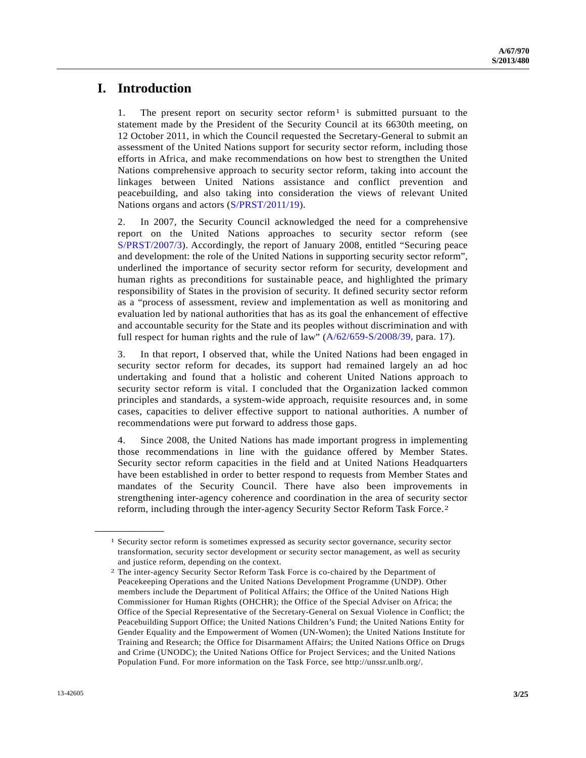# I. Introduction

1. The present report on security sector reform[1] is submitted pursuant to the statement made by the President of the Security Council at its 6630th meeting, on 12 October 2011, in which the Council requested the Secretary-General to submit an assessment of the United Nations support for security sector reform, including those efforts in Africa, and make recommendations on how best to strengthen the United Nations comprehensive approach to security sector reform, taking into account the linkages between United Nations assistance and conflict prevention and peacebuilding, and also taking into consideration the views of relevant United Nations organs and actors (S/PRST/2011/19).

2. In 2007, the Security Council acknowledged the need for a comprehensive report on the United Nations approaches to security sector reform (see S/PRST/2007/3). Accordingly, the report of January 2008, entitled "Securing peace and development: the role of the United Nations in supporting security sector reform", underlined the importance of security sector reform for security, development and human rights as preconditions for sustainable peace, and highlighted the primary responsibility of States in the provision of security. It defined security sector reform as a "process of assessment, review and implementation as well as monitoring and evaluation led by national authorities that has as its goal the enhancement of effective and accountable security for the State and its peoples without discrimination and with full respect for human rights and the rule of law" (A/62/659-S/2008/39, para. 17).

3. In that report, I observed that, while the United Nations had been engaged in security sector reform for decades, its support had remained largely an ad hoc undertaking and found that a holistic and coherent United Nations approach to security sector reform is vital. I concluded that the Organization lacked common principles and standards, a system-wide approach, requisite resources and, in some cases, capacities to deliver effective support to national authorities. A number of recommendations were put forward to address those gaps.

4. Since 2008, the United Nations has made important progress in implementing those recommendations in line with the guidance offered by Member States. Security sector reform capacities in the field and at United Nations Headquarters have been established in order to better respond to requests from Member States and mandates of the Security Council. There have also been improvements in strengthening inter-agency coherence and coordination in the area of security sector reform, including through the inter-agency Security Sector Reform Task Force.[2]

---

[1] Security sector reform is sometimes expressed as security sector governance, security sector transformation, security sector development or security sector management, as well as security and justice reform, depending on the context.

[2] The inter-agency Security Sector Reform Task Force is co-chaired by the Department of Peacekeeping Operations and the United Nations Development Programme (UNDP). Other members include the Department of Political Affairs; the Office of the United Nations High Commissioner for Human Rights (OHCHR); the Office of the Special Adviser on Africa; the Office of the Special Representative of the Secretary-General on Sexual Violence in Conflict; the Peacebuilding Support Office; the United Nations Children's Fund; the United Nations Entity for Gender Equality and the Empowerment of Women (UN-Women); the United Nations Institute for Training and Research; the Office for Disarmament Affairs; the United Nations Office on Drugs and Crime (UNODC); the United Nations Office for Project Services; and the United Nations Population Fund. For more information on the Task Force, see http://unssr.unlb.org/.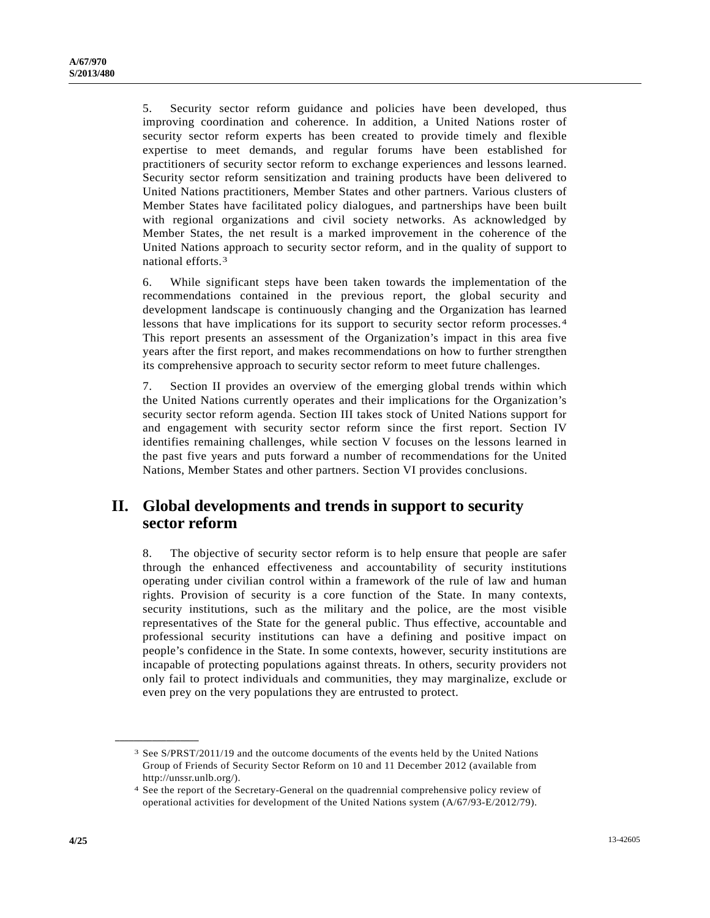5. Security sector reform guidance and policies have been developed, thus improving coordination and coherence. In addition, a United Nations roster of security sector reform experts has been created to provide timely and flexible expertise to meet demands, and regular forums have been established for practitioners of security sector reform to exchange experiences and lessons learned. Security sector reform sensitization and training products have been delivered to United Nations practitioners, Member States and other partners. Various clusters of Member States have facilitated policy dialogues, and partnerships have been built with regional organizations and civil society networks. As acknowledged by Member States, the net result is a marked improvement in the coherence of the United Nations approach to security sector reform, and in the quality of support to national efforts.[3]

6. While significant steps have been taken towards the implementation of the recommendations contained in the previous report, the global security and development landscape is continuously changing and the Organization has learned lessons that have implications for its support to security sector reform processes.[4] This report presents an assessment of the Organization's impact in this area five years after the first report, and makes recommendations on how to further strengthen its comprehensive approach to security sector reform to meet future challenges.

7. Section II provides an overview of the emerging global trends within which the United Nations currently operates and their implications for the Organization's security sector reform agenda. Section III takes stock of United Nations support for and engagement with security sector reform since the first report. Section IV identifies remaining challenges, while section V focuses on the lessons learned in the past five years and puts forward a number of recommendations for the United Nations, Member States and other partners. Section VI provides conclusions.

## II. Global developments and trends in support to security sector reform

8. The objective of security sector reform is to help ensure that people are safer through the enhanced effectiveness and accountability of security institutions operating under civilian control within a framework of the rule of law and human rights. Provision of security is a core function of the State. In many contexts, security institutions, such as the military and the police, are the most visible representatives of the State for the general public. Thus effective, accountable and professional security institutions can have a defining and positive impact on people's confidence in the State. In some contexts, however, security institutions are incapable of protecting populations against threats. In others, security providers not only fail to protect individuals and communities, they may marginalize, exclude or even prey on the very populations they are entrusted to protect.

---

[3] See S/PRST/2011/19 and the outcome documents of the events held by the United Nations Group of Friends of Security Sector Reform on 10 and 11 December 2012 (available from http://unssr.unlb.org/).

[4] See the report of the Secretary-General on the quadrennial comprehensive policy review of operational activities for development of the United Nations system (A/67/93-E/2012/79).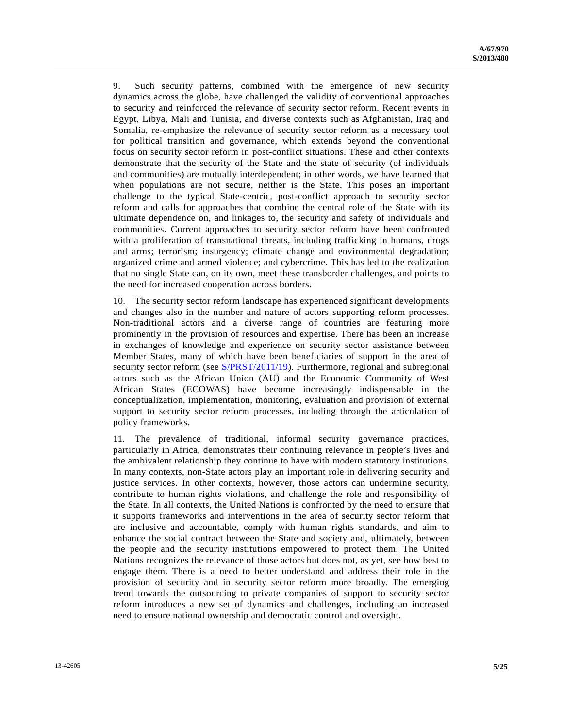9. Such security patterns, combined with the emergence of new security dynamics across the globe, have challenged the validity of conventional approaches to security and reinforced the relevance of security sector reform. Recent events in Egypt, Libya, Mali and Tunisia, and diverse contexts such as Afghanistan, Iraq and Somalia, re-emphasize the relevance of security sector reform as a necessary tool for political transition and governance, which extends beyond the conventional focus on security sector reform in post-conflict situations. These and other contexts demonstrate that the security of the State and the state of security (of individuals and communities) are mutually interdependent; in other words, we have learned that when populations are not secure, neither is the State. This poses an important challenge to the typical State-centric, post-conflict approach to security sector reform and calls for approaches that combine the central role of the State with its ultimate dependence on, and linkages to, the security and safety of individuals and communities. Current approaches to security sector reform have been confronted with a proliferation of transnational threats, including trafficking in humans, drugs and arms; terrorism; insurgency; climate change and environmental degradation; organized crime and armed violence; and cybercrime. This has led to the realization that no single State can, on its own, meet these transborder challenges, and points to the need for increased cooperation across borders.

10. The security sector reform landscape has experienced significant developments and changes also in the number and nature of actors supporting reform processes. Non-traditional actors and a diverse range of countries are featuring more prominently in the provision of resources and expertise. There has been an increase in exchanges of knowledge and experience on security sector assistance between Member States, many of which have been beneficiaries of support in the area of security sector reform (see S/PRST/2011/19). Furthermore, regional and subregional actors such as the African Union (AU) and the Economic Community of West African States (ECOWAS) have become increasingly indispensable in the conceptualization, implementation, monitoring, evaluation and provision of external support to security sector reform processes, including through the articulation of policy frameworks.

11. The prevalence of traditional, informal security governance practices, particularly in Africa, demonstrates their continuing relevance in people's lives and the ambivalent relationship they continue to have with modern statutory institutions. In many contexts, non-State actors play an important role in delivering security and justice services. In other contexts, however, those actors can undermine security, contribute to human rights violations, and challenge the role and responsibility of the State. In all contexts, the United Nations is confronted by the need to ensure that it supports frameworks and interventions in the area of security sector reform that are inclusive and accountable, comply with human rights standards, and aim to enhance the social contract between the State and society and, ultimately, between the people and the security institutions empowered to protect them. The United Nations recognizes the relevance of those actors but does not, as yet, see how best to engage them. There is a need to better understand and address their role in the provision of security and in security sector reform more broadly. The emerging trend towards the outsourcing to private companies of support to security sector reform introduces a new set of dynamics and challenges, including an increased need to ensure national ownership and democratic control and oversight.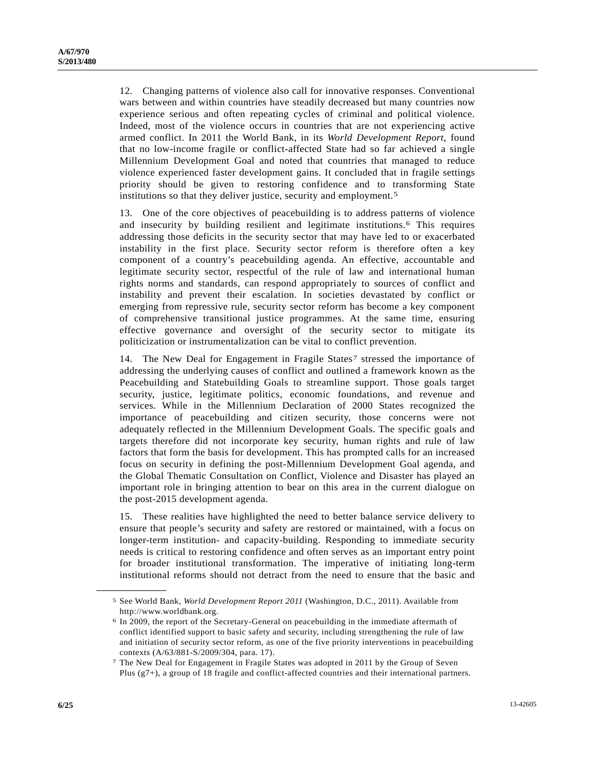12. Changing patterns of violence also call for innovative responses. Conventional wars between and within countries have steadily decreased but many countries now experience serious and often repeating cycles of criminal and political violence. Indeed, most of the violence occurs in countries that are not experiencing active armed conflict. In 2011 the World Bank, in its *World Development Report*, found that no low-income fragile or conflict-affected State had so far achieved a single Millennium Development Goal and noted that countries that managed to reduce violence experienced faster development gains. It concluded that in fragile settings priority should be given to restoring confidence and to transforming State institutions so that they deliver justice, security and employment.[5]

13. One of the core objectives of peacebuilding is to address patterns of violence and insecurity by building resilient and legitimate institutions.[6] This requires addressing those deficits in the security sector that may have led to or exacerbated instability in the first place. Security sector reform is therefore often a key component of a country's peacebuilding agenda. An effective, accountable and legitimate security sector, respectful of the rule of law and international human rights norms and standards, can respond appropriately to sources of conflict and instability and prevent their escalation. In societies devastated by conflict or emerging from repressive rule, security sector reform has become a key component of comprehensive transitional justice programmes. At the same time, ensuring effective governance and oversight of the security sector to mitigate its politicization or instrumentalization can be vital to conflict prevention.

14. The New Deal for Engagement in Fragile States[7] stressed the importance of addressing the underlying causes of conflict and outlined a framework known as the Peacebuilding and Statebuilding Goals to streamline support. Those goals target security, justice, legitimate politics, economic foundations, and revenue and services. While in the Millennium Declaration of 2000 States recognized the importance of peacebuilding and citizen security, those concerns were not adequately reflected in the Millennium Development Goals. The specific goals and targets therefore did not incorporate key security, human rights and rule of law factors that form the basis for development. This has prompted calls for an increased focus on security in defining the post-Millennium Development Goal agenda, and the Global Thematic Consultation on Conflict, Violence and Disaster has played an important role in bringing attention to bear on this area in the current dialogue on the post-2015 development agenda.

15. These realities have highlighted the need to better balance service delivery to ensure that people's security and safety are restored or maintained, with a focus on longer-term institution- and capacity-building. Responding to immediate security needs is critical to restoring confidence and often serves as an important entry point for broader institutional transformation. The imperative of initiating long-term institutional reforms should not detract from the need to ensure that the basic and

---

[5] See World Bank, *World Development Report 2011* (Washington, D.C., 2011). Available from http://www.worldbank.org.

[6] In 2009, the report of the Secretary-General on peacebuilding in the immediate aftermath of conflict identified support to basic safety and security, including strengthening the rule of law and initiation of security sector reform, as one of the five priority interventions in peacebuilding contexts (A/63/881-S/2009/304, para. 17).

[7] The New Deal for Engagement in Fragile States was adopted in 2011 by the Group of Seven Plus (g7+), a group of 18 fragile and conflict-affected countries and their international partners.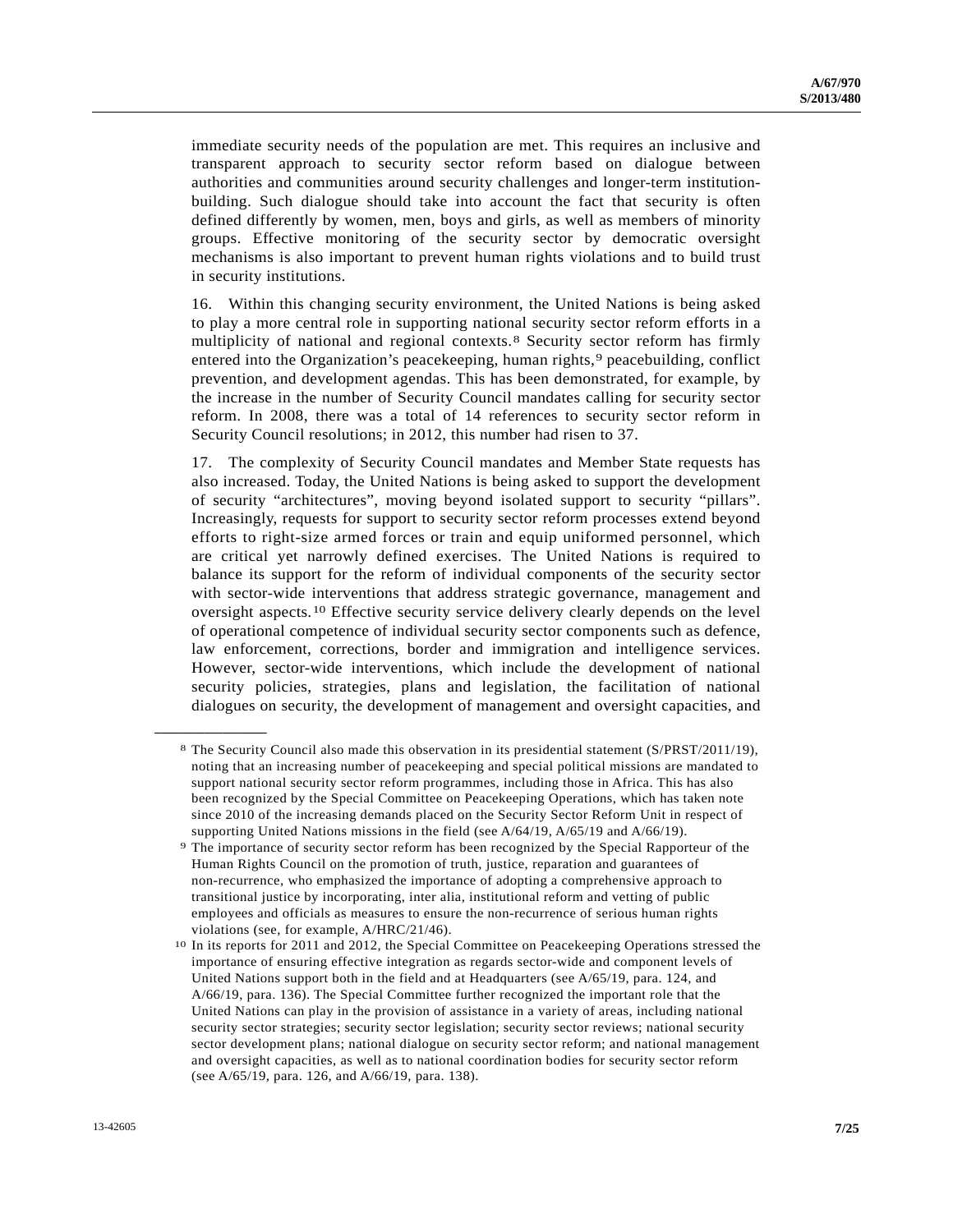immediate security needs of the population are met. This requires an inclusive and transparent approach to security sector reform based on dialogue between authorities and communities around security challenges and longer-term institution-building. Such dialogue should take into account the fact that security is often defined differently by women, men, boys and girls, as well as members of minority groups. Effective monitoring of the security sector by democratic oversight mechanisms is also important to prevent human rights violations and to build trust in security institutions.

16. Within this changing security environment, the United Nations is being asked to play a more central role in supporting national security sector reform efforts in a multiplicity of national and regional contexts.[8] Security sector reform has firmly entered into the Organization's peacekeeping, human rights,[9] peacebuilding, conflict prevention, and development agendas. This has been demonstrated, for example, by the increase in the number of Security Council mandates calling for security sector reform. In 2008, there was a total of 14 references to security sector reform in Security Council resolutions; in 2012, this number had risen to 37.

17. The complexity of Security Council mandates and Member State requests has also increased. Today, the United Nations is being asked to support the development of security "architectures", moving beyond isolated support to security "pillars". Increasingly, requests for support to security sector reform processes extend beyond efforts to right-size armed forces or train and equip uniformed personnel, which are critical yet narrowly defined exercises. The United Nations is required to balance its support for the reform of individual components of the security sector with sector-wide interventions that address strategic governance, management and oversight aspects.[10] Effective security service delivery clearly depends on the level of operational competence of individual security sector components such as defence, law enforcement, corrections, border and immigration and intelligence services. However, sector-wide interventions, which include the development of national security policies, strategies, plans and legislation, the facilitation of national dialogues on security, the development of management and oversight capacities, and

---

[8] The Security Council also made this observation in its presidential statement (S/PRST/2011/19), noting that an increasing number of peacekeeping and special political missions are mandated to support national security sector reform programmes, including those in Africa. This has also been recognized by the Special Committee on Peacekeeping Operations, which has taken note since 2010 of the increasing demands placed on the Security Sector Reform Unit in respect of supporting United Nations missions in the field (see A/64/19, A/65/19 and A/66/19).

[9] The importance of security sector reform has been recognized by the Special Rapporteur of the Human Rights Council on the promotion of truth, justice, reparation and guarantees of non-recurrence, who emphasized the importance of adopting a comprehensive approach to transitional justice by incorporating, inter alia, institutional reform and vetting of public employees and officials as measures to ensure the non-recurrence of serious human rights violations (see, for example, A/HRC/21/46).

[10] In its reports for 2011 and 2012, the Special Committee on Peacekeeping Operations stressed the importance of ensuring effective integration as regards sector-wide and component levels of United Nations support both in the field and at Headquarters (see A/65/19, para. 124, and A/66/19, para. 136). The Special Committee further recognized the important role that the United Nations can play in the provision of assistance in a variety of areas, including national security sector strategies; security sector legislation; security sector reviews; national security sector development plans; national dialogue on security sector reform; and national management and oversight capacities, as well as to national coordination bodies for security sector reform (see A/65/19, para. 126, and A/66/19, para. 138).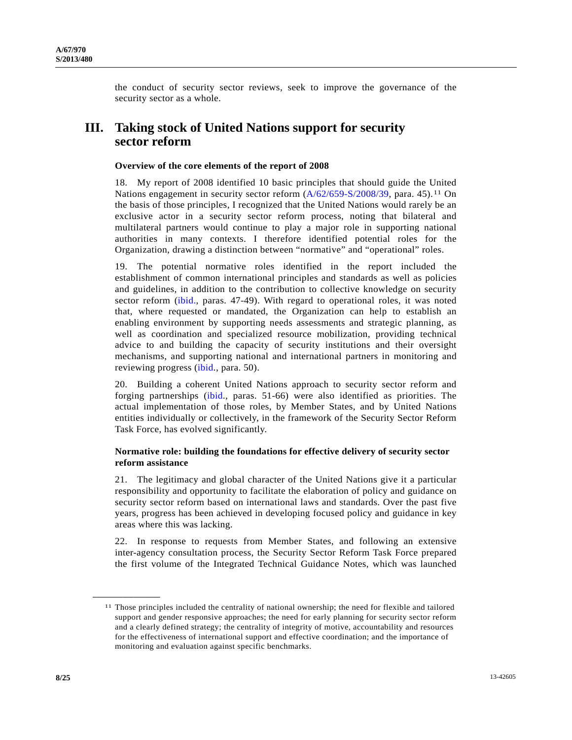the conduct of security sector reviews, seek to improve the governance of the security sector as a whole.

## III. Taking stock of United Nations support for security sector reform

### Overview of the core elements of the report of 2008

18. My report of 2008 identified 10 basic principles that should guide the United Nations engagement in security sector reform (A/62/659-S/2008/39, para. 45).[11] On the basis of those principles, I recognized that the United Nations would rarely be an exclusive actor in a security sector reform process, noting that bilateral and multilateral partners would continue to play a major role in supporting national authorities in many contexts. I therefore identified potential roles for the Organization, drawing a distinction between "normative" and "operational" roles.

19. The potential normative roles identified in the report included the establishment of common international principles and standards as well as policies and guidelines, in addition to the contribution to collective knowledge on security sector reform (ibid., paras. 47-49). With regard to operational roles, it was noted that, where requested or mandated, the Organization can help to establish an enabling environment by supporting needs assessments and strategic planning, as well as coordination and specialized resource mobilization, providing technical advice to and building the capacity of security institutions and their oversight mechanisms, and supporting national and international partners in monitoring and reviewing progress (ibid., para. 50).

20. Building a coherent United Nations approach to security sector reform and forging partnerships (ibid., paras. 51-66) were also identified as priorities. The actual implementation of those roles, by Member States, and by United Nations entities individually or collectively, in the framework of the Security Sector Reform Task Force, has evolved significantly.

### Normative role: building the foundations for effective delivery of security sector reform assistance

21. The legitimacy and global character of the United Nations give it a particular responsibility and opportunity to facilitate the elaboration of policy and guidance on security sector reform based on international laws and standards. Over the past five years, progress has been achieved in developing focused policy and guidance in key areas where this was lacking.

22. In response to requests from Member States, and following an extensive inter-agency consultation process, the Security Sector Reform Task Force prepared the first volume of the Integrated Technical Guidance Notes, which was launched

[11] Those principles included the centrality of national ownership; the need for flexible and tailored support and gender responsive approaches; the need for early planning for security sector reform and a clearly defined strategy; the centrality of integrity of motive, accountability and resources for the effectiveness of international support and effective coordination; and the importance of monitoring and evaluation against specific benchmarks.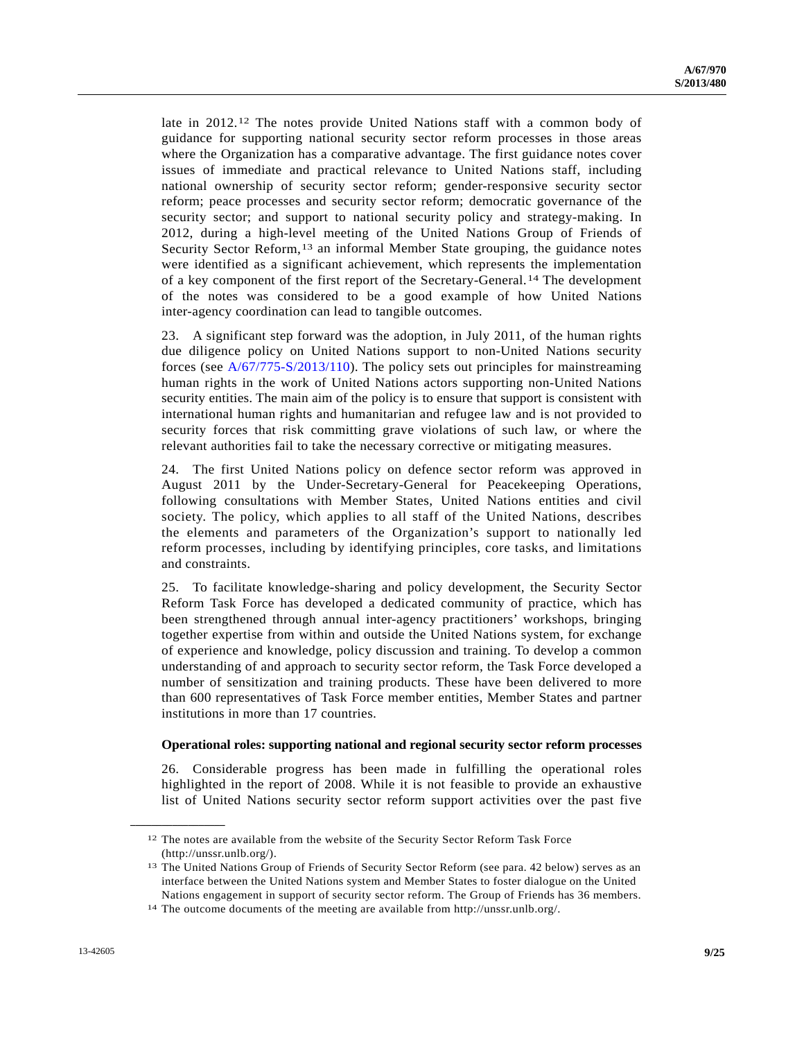late in 2012.[12] The notes provide United Nations staff with a common body of guidance for supporting national security sector reform processes in those areas where the Organization has a comparative advantage. The first guidance notes cover issues of immediate and practical relevance to United Nations staff, including national ownership of security sector reform; gender-responsive security sector reform; peace processes and security sector reform; democratic governance of the security sector; and support to national security policy and strategy-making. In 2012, during a high-level meeting of the United Nations Group of Friends of Security Sector Reform,[13] an informal Member State grouping, the guidance notes were identified as a significant achievement, which represents the implementation of a key component of the first report of the Secretary-General.[14] The development of the notes was considered to be a good example of how United Nations inter-agency coordination can lead to tangible outcomes.

23. A significant step forward was the adoption, in July 2011, of the human rights due diligence policy on United Nations support to non-United Nations security forces (see A/67/775-S/2013/110). The policy sets out principles for mainstreaming human rights in the work of United Nations actors supporting non-United Nations security entities. The main aim of the policy is to ensure that support is consistent with international human rights and humanitarian and refugee law and is not provided to security forces that risk committing grave violations of such law, or where the relevant authorities fail to take the necessary corrective or mitigating measures.

24. The first United Nations policy on defence sector reform was approved in August 2011 by the Under-Secretary-General for Peacekeeping Operations, following consultations with Member States, United Nations entities and civil society. The policy, which applies to all staff of the United Nations, describes the elements and parameters of the Organization's support to nationally led reform processes, including by identifying principles, core tasks, and limitations and constraints.

25. To facilitate knowledge-sharing and policy development, the Security Sector Reform Task Force has developed a dedicated community of practice, which has been strengthened through annual inter-agency practitioners' workshops, bringing together expertise from within and outside the United Nations system, for exchange of experience and knowledge, policy discussion and training. To develop a common understanding of and approach to security sector reform, the Task Force developed a number of sensitization and training products. These have been delivered to more than 600 representatives of Task Force member entities, Member States and partner institutions in more than 17 countries.

**Operational roles: supporting national and regional security sector reform processes**

26. Considerable progress has been made in fulfilling the operational roles highlighted in the report of 2008. While it is not feasible to provide an exhaustive list of United Nations security sector reform support activities over the past five

---

[12] The notes are available from the website of the Security Sector Reform Task Force (http://unssr.unlb.org/).

[13] The United Nations Group of Friends of Security Sector Reform (see para. 42 below) serves as an interface between the United Nations system and Member States to foster dialogue on the United Nations engagement in support of security sector reform. The Group of Friends has 36 members.

[14] The outcome documents of the meeting are available from http://unssr.unlb.org/.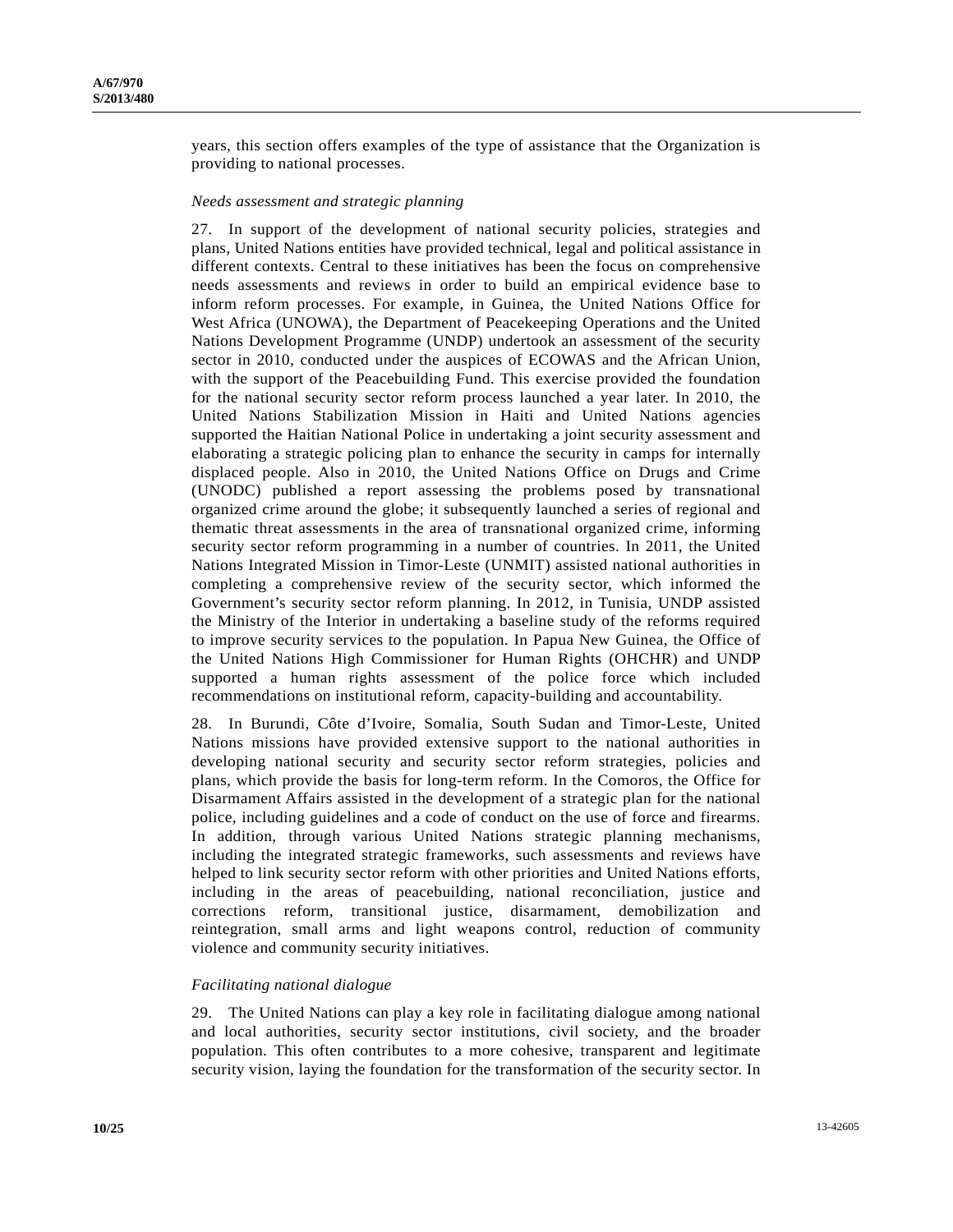years, this section offers examples of the type of assistance that the Organization is providing to national processes.

*Needs assessment and strategic planning*

27. In support of the development of national security policies, strategies and plans, United Nations entities have provided technical, legal and political assistance in different contexts. Central to these initiatives has been the focus on comprehensive needs assessments and reviews in order to build an empirical evidence base to inform reform processes. For example, in Guinea, the United Nations Office for West Africa (UNOWA), the Department of Peacekeeping Operations and the United Nations Development Programme (UNDP) undertook an assessment of the security sector in 2010, conducted under the auspices of ECOWAS and the African Union, with the support of the Peacebuilding Fund. This exercise provided the foundation for the national security sector reform process launched a year later. In 2010, the United Nations Stabilization Mission in Haiti and United Nations agencies supported the Haitian National Police in undertaking a joint security assessment and elaborating a strategic policing plan to enhance the security in camps for internally displaced people. Also in 2010, the United Nations Office on Drugs and Crime (UNODC) published a report assessing the problems posed by transnational organized crime around the globe; it subsequently launched a series of regional and thematic threat assessments in the area of transnational organized crime, informing security sector reform programming in a number of countries. In 2011, the United Nations Integrated Mission in Timor-Leste (UNMIT) assisted national authorities in completing a comprehensive review of the security sector, which informed the Government's security sector reform planning. In 2012, in Tunisia, UNDP assisted the Ministry of the Interior in undertaking a baseline study of the reforms required to improve security services to the population. In Papua New Guinea, the Office of the United Nations High Commissioner for Human Rights (OHCHR) and UNDP supported a human rights assessment of the police force which included recommendations on institutional reform, capacity-building and accountability.

28. In Burundi, Côte d'Ivoire, Somalia, South Sudan and Timor-Leste, United Nations missions have provided extensive support to the national authorities in developing national security and security sector reform strategies, policies and plans, which provide the basis for long-term reform. In the Comoros, the Office for Disarmament Affairs assisted in the development of a strategic plan for the national police, including guidelines and a code of conduct on the use of force and firearms. In addition, through various United Nations strategic planning mechanisms, including the integrated strategic frameworks, such assessments and reviews have helped to link security sector reform with other priorities and United Nations efforts, including in the areas of peacebuilding, national reconciliation, justice and corrections reform, transitional justice, disarmament, demobilization and reintegration, small arms and light weapons control, reduction of community violence and community security initiatives.

*Facilitating national dialogue*

29. The United Nations can play a key role in facilitating dialogue among national and local authorities, security sector institutions, civil society, and the broader population. This often contributes to a more cohesive, transparent and legitimate security vision, laying the foundation for the transformation of the security sector. In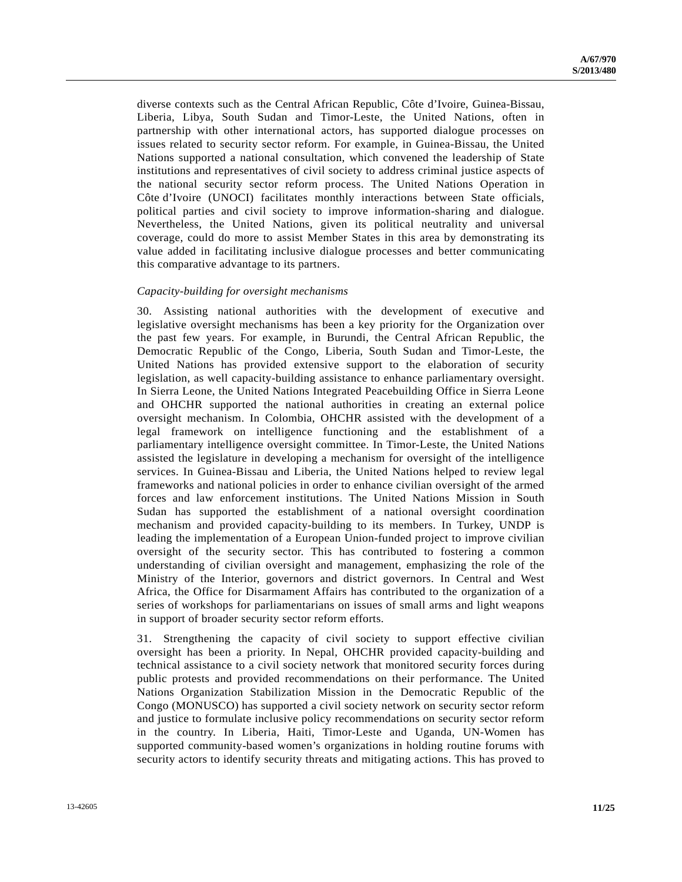diverse contexts such as the Central African Republic, Côte d'Ivoire, Guinea-Bissau, Liberia, Libya, South Sudan and Timor-Leste, the United Nations, often in partnership with other international actors, has supported dialogue processes on issues related to security sector reform. For example, in Guinea-Bissau, the United Nations supported a national consultation, which convened the leadership of State institutions and representatives of civil society to address criminal justice aspects of the national security sector reform process. The United Nations Operation in Côte d'Ivoire (UNOCI) facilitates monthly interactions between State officials, political parties and civil society to improve information-sharing and dialogue. Nevertheless, the United Nations, given its political neutrality and universal coverage, could do more to assist Member States in this area by demonstrating its value added in facilitating inclusive dialogue processes and better communicating this comparative advantage to its partners.

*Capacity-building for oversight mechanisms*

30. Assisting national authorities with the development of executive and legislative oversight mechanisms has been a key priority for the Organization over the past few years. For example, in Burundi, the Central African Republic, the Democratic Republic of the Congo, Liberia, South Sudan and Timor-Leste, the United Nations has provided extensive support to the elaboration of security legislation, as well capacity-building assistance to enhance parliamentary oversight. In Sierra Leone, the United Nations Integrated Peacebuilding Office in Sierra Leone and OHCHR supported the national authorities in creating an external police oversight mechanism. In Colombia, OHCHR assisted with the development of a legal framework on intelligence functioning and the establishment of a parliamentary intelligence oversight committee. In Timor-Leste, the United Nations assisted the legislature in developing a mechanism for oversight of the intelligence services. In Guinea-Bissau and Liberia, the United Nations helped to review legal frameworks and national policies in order to enhance civilian oversight of the armed forces and law enforcement institutions. The United Nations Mission in South Sudan has supported the establishment of a national oversight coordination mechanism and provided capacity-building to its members. In Turkey, UNDP is leading the implementation of a European Union-funded project to improve civilian oversight of the security sector. This has contributed to fostering a common understanding of civilian oversight and management, emphasizing the role of the Ministry of the Interior, governors and district governors. In Central and West Africa, the Office for Disarmament Affairs has contributed to the organization of a series of workshops for parliamentarians on issues of small arms and light weapons in support of broader security sector reform efforts.

31. Strengthening the capacity of civil society to support effective civilian oversight has been a priority. In Nepal, OHCHR provided capacity-building and technical assistance to a civil society network that monitored security forces during public protests and provided recommendations on their performance. The United Nations Organization Stabilization Mission in the Democratic Republic of the Congo (MONUSCO) has supported a civil society network on security sector reform and justice to formulate inclusive policy recommendations on security sector reform in the country. In Liberia, Haiti, Timor-Leste and Uganda, UN-Women has supported community-based women's organizations in holding routine forums with security actors to identify security threats and mitigating actions. This has proved to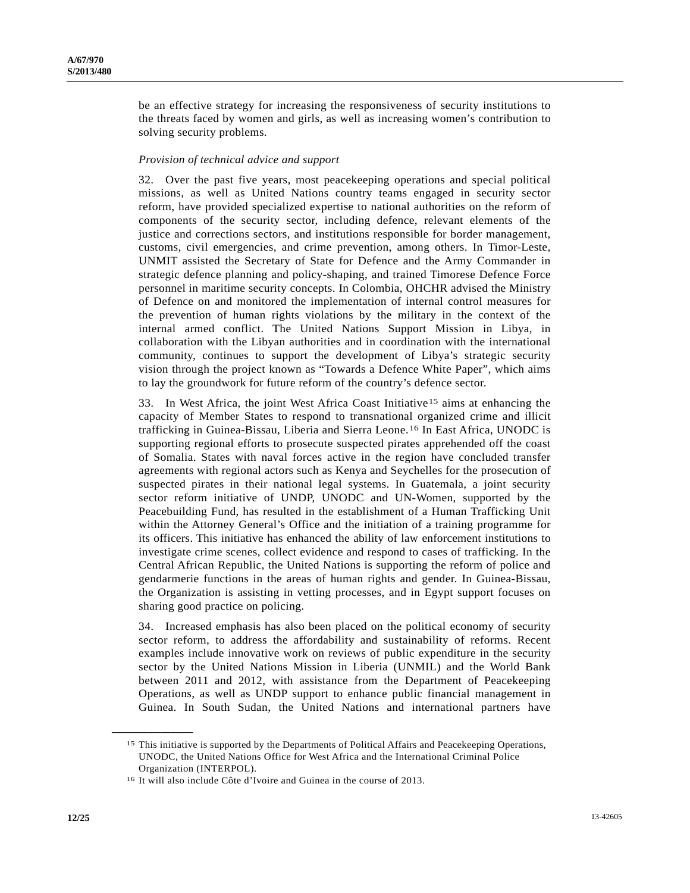be an effective strategy for increasing the responsiveness of security institutions to the threats faced by women and girls, as well as increasing women's contribution to solving security problems.

*Provision of technical advice and support*

32. Over the past five years, most peacekeeping operations and special political missions, as well as United Nations country teams engaged in security sector reform, have provided specialized expertise to national authorities on the reform of components of the security sector, including defence, relevant elements of the justice and corrections sectors, and institutions responsible for border management, customs, civil emergencies, and crime prevention, among others. In Timor-Leste, UNMIT assisted the Secretary of State for Defence and the Army Commander in strategic defence planning and policy-shaping, and trained Timorese Defence Force personnel in maritime security concepts. In Colombia, OHCHR advised the Ministry of Defence on and monitored the implementation of internal control measures for the prevention of human rights violations by the military in the context of the internal armed conflict. The United Nations Support Mission in Libya, in collaboration with the Libyan authorities and in coordination with the international community, continues to support the development of Libya's strategic security vision through the project known as "Towards a Defence White Paper", which aims to lay the groundwork for future reform of the country's defence sector.

33. In West Africa, the joint West Africa Coast Initiative[15] aims at enhancing the capacity of Member States to respond to transnational organized crime and illicit trafficking in Guinea-Bissau, Liberia and Sierra Leone.[16] In East Africa, UNODC is supporting regional efforts to prosecute suspected pirates apprehended off the coast of Somalia. States with naval forces active in the region have concluded transfer agreements with regional actors such as Kenya and Seychelles for the prosecution of suspected pirates in their national legal systems. In Guatemala, a joint security sector reform initiative of UNDP, UNODC and UN-Women, supported by the Peacebuilding Fund, has resulted in the establishment of a Human Trafficking Unit within the Attorney General's Office and the initiation of a training programme for its officers. This initiative has enhanced the ability of law enforcement institutions to investigate crime scenes, collect evidence and respond to cases of trafficking. In the Central African Republic, the United Nations is supporting the reform of police and gendarmerie functions in the areas of human rights and gender. In Guinea-Bissau, the Organization is assisting in vetting processes, and in Egypt support focuses on sharing good practice on policing.

34. Increased emphasis has also been placed on the political economy of security sector reform, to address the affordability and sustainability of reforms. Recent examples include innovative work on reviews of public expenditure in the security sector by the United Nations Mission in Liberia (UNMIL) and the World Bank between 2011 and 2012, with assistance from the Department of Peacekeeping Operations, as well as UNDP support to enhance public financial management in Guinea. In South Sudan, the United Nations and international partners have

---

[15] This initiative is supported by the Departments of Political Affairs and Peacekeeping Operations, UNODC, the United Nations Office for West Africa and the International Criminal Police Organization (INTERPOL).

[16] It will also include Côte d'Ivoire and Guinea in the course of 2013.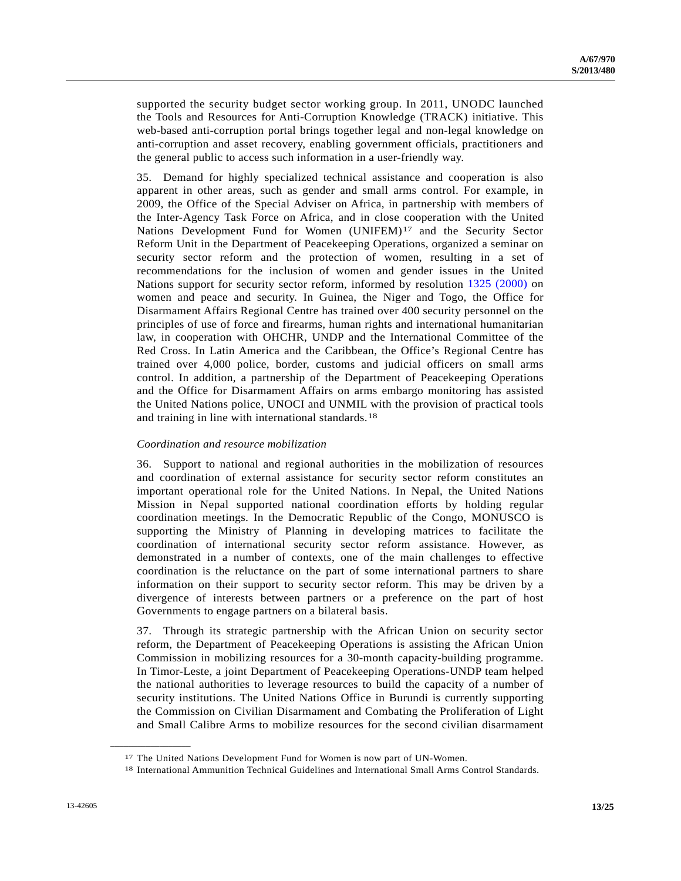supported the security budget sector working group. In 2011, UNODC launched the Tools and Resources for Anti-Corruption Knowledge (TRACK) initiative. This web-based anti-corruption portal brings together legal and non-legal knowledge on anti-corruption and asset recovery, enabling government officials, practitioners and the general public to access such information in a user-friendly way.

35. Demand for highly specialized technical assistance and cooperation is also apparent in other areas, such as gender and small arms control. For example, in 2009, the Office of the Special Adviser on Africa, in partnership with members of the Inter-Agency Task Force on Africa, and in close cooperation with the United Nations Development Fund for Women (UNIFEM)[17] and the Security Sector Reform Unit in the Department of Peacekeeping Operations, organized a seminar on security sector reform and the protection of women, resulting in a set of recommendations for the inclusion of women and gender issues in the United Nations support for security sector reform, informed by resolution 1325 (2000) on women and peace and security. In Guinea, the Niger and Togo, the Office for Disarmament Affairs Regional Centre has trained over 400 security personnel on the principles of use of force and firearms, human rights and international humanitarian law, in cooperation with OHCHR, UNDP and the International Committee of the Red Cross. In Latin America and the Caribbean, the Office's Regional Centre has trained over 4,000 police, border, customs and judicial officers on small arms control. In addition, a partnership of the Department of Peacekeeping Operations and the Office for Disarmament Affairs on arms embargo monitoring has assisted the United Nations police, UNOCI and UNMIL with the provision of practical tools and training in line with international standards.[18]

*Coordination and resource mobilization*

36. Support to national and regional authorities in the mobilization of resources and coordination of external assistance for security sector reform constitutes an important operational role for the United Nations. In Nepal, the United Nations Mission in Nepal supported national coordination efforts by holding regular coordination meetings. In the Democratic Republic of the Congo, MONUSCO is supporting the Ministry of Planning in developing matrices to facilitate the coordination of international security sector reform assistance. However, as demonstrated in a number of contexts, one of the main challenges to effective coordination is the reluctance on the part of some international partners to share information on their support to security sector reform. This may be driven by a divergence of interests between partners or a preference on the part of host Governments to engage partners on a bilateral basis.

37. Through its strategic partnership with the African Union on security sector reform, the Department of Peacekeeping Operations is assisting the African Union Commission in mobilizing resources for a 30-month capacity-building programme. In Timor-Leste, a joint Department of Peacekeeping Operations-UNDP team helped the national authorities to leverage resources to build the capacity of a number of security institutions. The United Nations Office in Burundi is currently supporting the Commission on Civilian Disarmament and Combating the Proliferation of Light and Small Calibre Arms to mobilize resources for the second civilian disarmament

---

[17] The United Nations Development Fund for Women is now part of UN-Women.

[18] International Ammunition Technical Guidelines and International Small Arms Control Standards.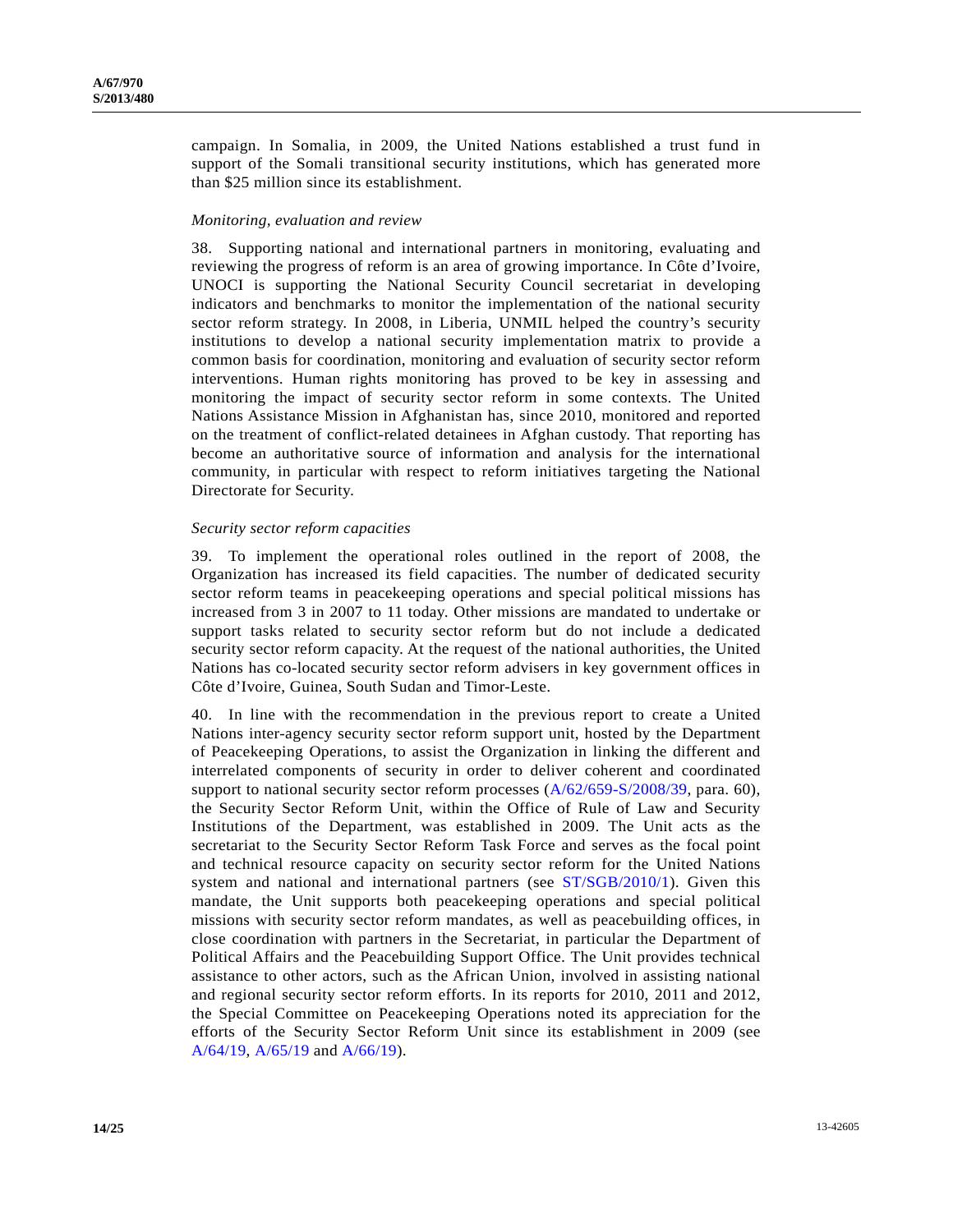campaign. In Somalia, in 2009, the United Nations established a trust fund in support of the Somali transitional security institutions, which has generated more than $25 million since its establishment.

*Monitoring, evaluation and review*

38. Supporting national and international partners in monitoring, evaluating and reviewing the progress of reform is an area of growing importance. In Côte d'Ivoire, UNOCI is supporting the National Security Council secretariat in developing indicators and benchmarks to monitor the implementation of the national security sector reform strategy. In 2008, in Liberia, UNMIL helped the country's security institutions to develop a national security implementation matrix to provide a common basis for coordination, monitoring and evaluation of security sector reform interventions. Human rights monitoring has proved to be key in assessing and monitoring the impact of security sector reform in some contexts. The United Nations Assistance Mission in Afghanistan has, since 2010, monitored and reported on the treatment of conflict-related detainees in Afghan custody. That reporting has become an authoritative source of information and analysis for the international community, in particular with respect to reform initiatives targeting the National Directorate for Security.

*Security sector reform capacities*

39. To implement the operational roles outlined in the report of 2008, the Organization has increased its field capacities. The number of dedicated security sector reform teams in peacekeeping operations and special political missions has increased from 3 in 2007 to 11 today. Other missions are mandated to undertake or support tasks related to security sector reform but do not include a dedicated security sector reform capacity. At the request of the national authorities, the United Nations has co-located security sector reform advisers in key government offices in Côte d'Ivoire, Guinea, South Sudan and Timor-Leste.

40. In line with the recommendation in the previous report to create a United Nations inter-agency security sector reform support unit, hosted by the Department of Peacekeeping Operations, to assist the Organization in linking the different and interrelated components of security in order to deliver coherent and coordinated support to national security sector reform processes (A/62/659-S/2008/39, para. 60), the Security Sector Reform Unit, within the Office of Rule of Law and Security Institutions of the Department, was established in 2009. The Unit acts as the secretariat to the Security Sector Reform Task Force and serves as the focal point and technical resource capacity on security sector reform for the United Nations system and national and international partners (see ST/SGB/2010/1). Given this mandate, the Unit supports both peacekeeping operations and special political missions with security sector reform mandates, as well as peacebuilding offices, in close coordination with partners in the Secretariat, in particular the Department of Political Affairs and the Peacebuilding Support Office. The Unit provides technical assistance to other actors, such as the African Union, involved in assisting national and regional security sector reform efforts. In its reports for 2010, 2011 and 2012, the Special Committee on Peacekeeping Operations noted its appreciation for the efforts of the Security Sector Reform Unit since its establishment in 2009 (see A/64/19, A/65/19 and A/66/19).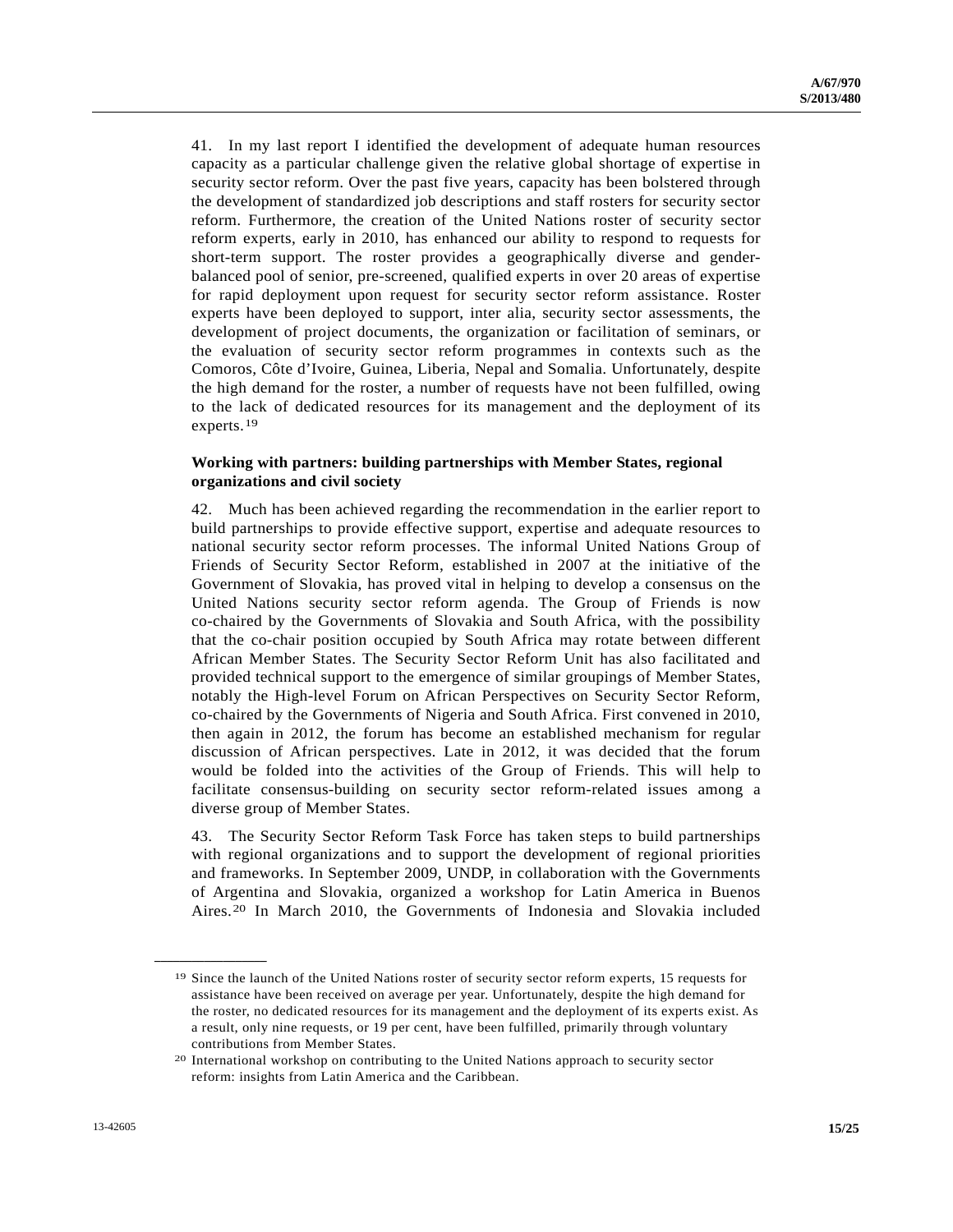41. In my last report I identified the development of adequate human resources capacity as a particular challenge given the relative global shortage of expertise in security sector reform. Over the past five years, capacity has been bolstered through the development of standardized job descriptions and staff rosters for security sector reform. Furthermore, the creation of the United Nations roster of security sector reform experts, early in 2010, has enhanced our ability to respond to requests for short-term support. The roster provides a geographically diverse and gender-balanced pool of senior, pre-screened, qualified experts in over 20 areas of expertise for rapid deployment upon request for security sector reform assistance. Roster experts have been deployed to support, inter alia, security sector assessments, the development of project documents, the organization or facilitation of seminars, or the evaluation of security sector reform programmes in contexts such as the Comoros, Côte d'Ivoire, Guinea, Liberia, Nepal and Somalia. Unfortunately, despite the high demand for the roster, a number of requests have not been fulfilled, owing to the lack of dedicated resources for its management and the deployment of its experts.[19]

**Working with partners: building partnerships with Member States, regional organizations and civil society**

42. Much has been achieved regarding the recommendation in the earlier report to build partnerships to provide effective support, expertise and adequate resources to national security sector reform processes. The informal United Nations Group of Friends of Security Sector Reform, established in 2007 at the initiative of the Government of Slovakia, has proved vital in helping to develop a consensus on the United Nations security sector reform agenda. The Group of Friends is now co-chaired by the Governments of Slovakia and South Africa, with the possibility that the co-chair position occupied by South Africa may rotate between different African Member States. The Security Sector Reform Unit has also facilitated and provided technical support to the emergence of similar groupings of Member States, notably the High-level Forum on African Perspectives on Security Sector Reform, co-chaired by the Governments of Nigeria and South Africa. First convened in 2010, then again in 2012, the forum has become an established mechanism for regular discussion of African perspectives. Late in 2012, it was decided that the forum would be folded into the activities of the Group of Friends. This will help to facilitate consensus-building on security sector reform-related issues among a diverse group of Member States.

43. The Security Sector Reform Task Force has taken steps to build partnerships with regional organizations and to support the development of regional priorities and frameworks. In September 2009, UNDP, in collaboration with the Governments of Argentina and Slovakia, organized a workshop for Latin America in Buenos Aires.[20] In March 2010, the Governments of Indonesia and Slovakia included

---

[19] Since the launch of the United Nations roster of security sector reform experts, 15 requests for assistance have been received on average per year. Unfortunately, despite the high demand for the roster, no dedicated resources for its management and the deployment of its experts exist. As a result, only nine requests, or 19 per cent, have been fulfilled, primarily through voluntary contributions from Member States.

[20] International workshop on contributing to the United Nations approach to security sector reform: insights from Latin America and the Caribbean.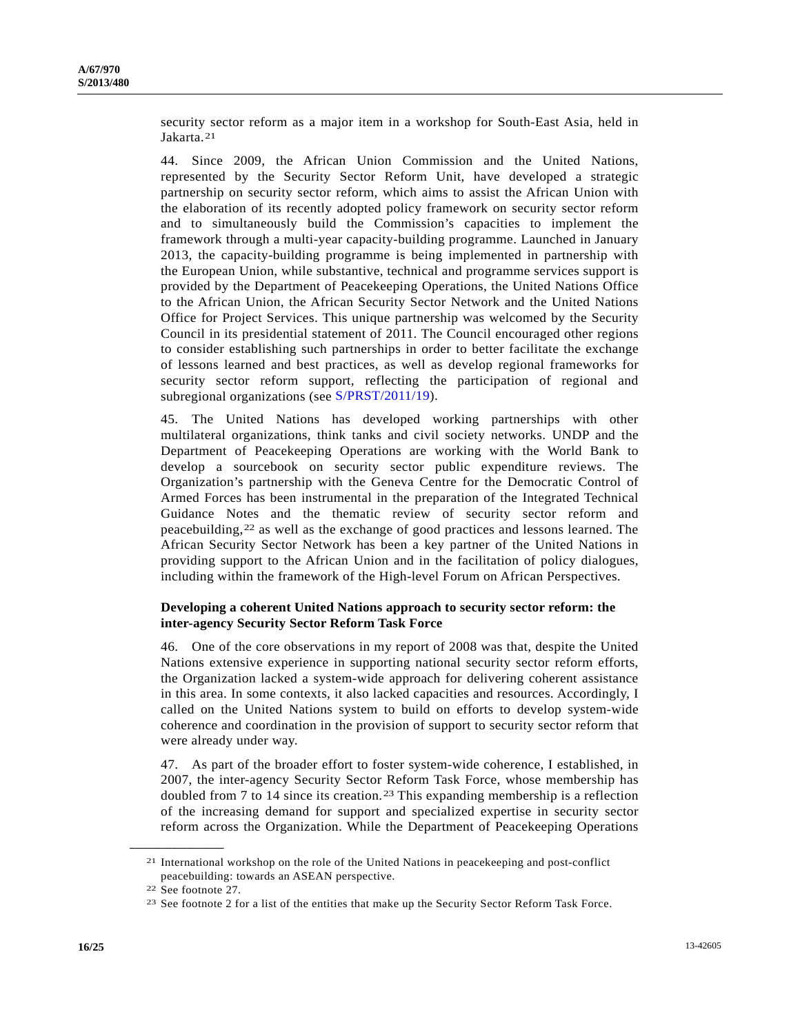security sector reform as a major item in a workshop for South-East Asia, held in Jakarta.[21]

44. Since 2009, the African Union Commission and the United Nations, represented by the Security Sector Reform Unit, have developed a strategic partnership on security sector reform, which aims to assist the African Union with the elaboration of its recently adopted policy framework on security sector reform and to simultaneously build the Commission's capacities to implement the framework through a multi-year capacity-building programme. Launched in January 2013, the capacity-building programme is being implemented in partnership with the European Union, while substantive, technical and programme services support is provided by the Department of Peacekeeping Operations, the United Nations Office to the African Union, the African Security Sector Network and the United Nations Office for Project Services. This unique partnership was welcomed by the Security Council in its presidential statement of 2011. The Council encouraged other regions to consider establishing such partnerships in order to better facilitate the exchange of lessons learned and best practices, as well as develop regional frameworks for security sector reform support, reflecting the participation of regional and subregional organizations (see S/PRST/2011/19).

45. The United Nations has developed working partnerships with other multilateral organizations, think tanks and civil society networks. UNDP and the Department of Peacekeeping Operations are working with the World Bank to develop a sourcebook on security sector public expenditure reviews. The Organization's partnership with the Geneva Centre for the Democratic Control of Armed Forces has been instrumental in the preparation of the Integrated Technical Guidance Notes and the thematic review of security sector reform and peacebuilding,[22] as well as the exchange of good practices and lessons learned. The African Security Sector Network has been a key partner of the United Nations in providing support to the African Union and in the facilitation of policy dialogues, including within the framework of the High-level Forum on African Perspectives.

**Developing a coherent United Nations approach to security sector reform: the inter-agency Security Sector Reform Task Force**

46. One of the core observations in my report of 2008 was that, despite the United Nations extensive experience in supporting national security sector reform efforts, the Organization lacked a system-wide approach for delivering coherent assistance in this area. In some contexts, it also lacked capacities and resources. Accordingly, I called on the United Nations system to build on efforts to develop system-wide coherence and coordination in the provision of support to security sector reform that were already under way.

47. As part of the broader effort to foster system-wide coherence, I established, in 2007, the inter-agency Security Sector Reform Task Force, whose membership has doubled from 7 to 14 since its creation.[23] This expanding membership is a reflection of the increasing demand for support and specialized expertise in security sector reform across the Organization. While the Department of Peacekeeping Operations

---

[21] International workshop on the role of the United Nations in peacekeeping and post-conflict peacebuilding: towards an ASEAN perspective.

[22] See footnote 27.

[23] See footnote 2 for a list of the entities that make up the Security Sector Reform Task Force.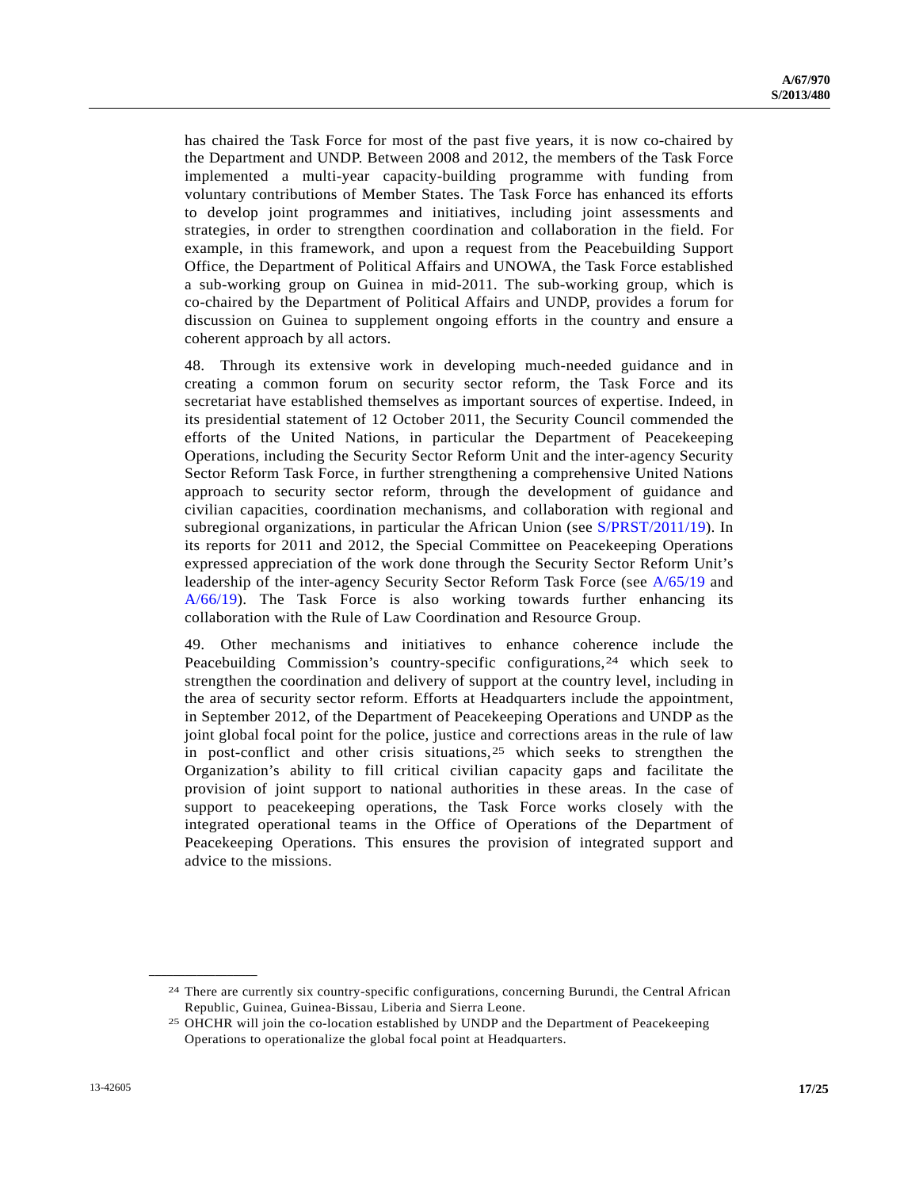has chaired the Task Force for most of the past five years, it is now co-chaired by the Department and UNDP. Between 2008 and 2012, the members of the Task Force implemented a multi-year capacity-building programme with funding from voluntary contributions of Member States. The Task Force has enhanced its efforts to develop joint programmes and initiatives, including joint assessments and strategies, in order to strengthen coordination and collaboration in the field. For example, in this framework, and upon a request from the Peacebuilding Support Office, the Department of Political Affairs and UNOWA, the Task Force established a sub-working group on Guinea in mid-2011. The sub-working group, which is co-chaired by the Department of Political Affairs and UNDP, provides a forum for discussion on Guinea to supplement ongoing efforts in the country and ensure a coherent approach by all actors.

48. Through its extensive work in developing much-needed guidance and in creating a common forum on security sector reform, the Task Force and its secretariat have established themselves as important sources of expertise. Indeed, in its presidential statement of 12 October 2011, the Security Council commended the efforts of the United Nations, in particular the Department of Peacekeeping Operations, including the Security Sector Reform Unit and the inter-agency Security Sector Reform Task Force, in further strengthening a comprehensive United Nations approach to security sector reform, through the development of guidance and civilian capacities, coordination mechanisms, and collaboration with regional and subregional organizations, in particular the African Union (see S/PRST/2011/19). In its reports for 2011 and 2012, the Special Committee on Peacekeeping Operations expressed appreciation of the work done through the Security Sector Reform Unit's leadership of the inter-agency Security Sector Reform Task Force (see A/65/19 and A/66/19). The Task Force is also working towards further enhancing its collaboration with the Rule of Law Coordination and Resource Group.

49. Other mechanisms and initiatives to enhance coherence include the Peacebuilding Commission's country-specific configurations,[24] which seek to strengthen the coordination and delivery of support at the country level, including in the area of security sector reform. Efforts at Headquarters include the appointment, in September 2012, of the Department of Peacekeeping Operations and UNDP as the joint global focal point for the police, justice and corrections areas in the rule of law in post-conflict and other crisis situations,[25] which seeks to strengthen the Organization's ability to fill critical civilian capacity gaps and facilitate the provision of joint support to national authorities in these areas. In the case of support to peacekeeping operations, the Task Force works closely with the integrated operational teams in the Office of Operations of the Department of Peacekeeping Operations. This ensures the provision of integrated support and advice to the missions.

---

[24] There are currently six country-specific configurations, concerning Burundi, the Central African Republic, Guinea, Guinea-Bissau, Liberia and Sierra Leone.

[25] OHCHR will join the co-location established by UNDP and the Department of Peacekeeping Operations to operationalize the global focal point at Headquarters.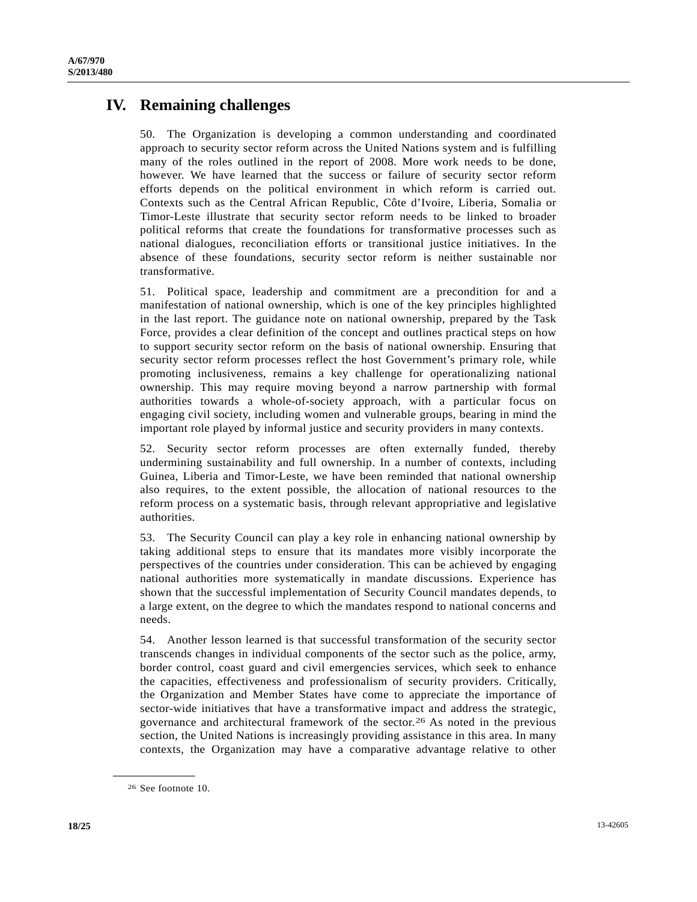# IV. Remaining challenges

50. The Organization is developing a common understanding and coordinated approach to security sector reform across the United Nations system and is fulfilling many of the roles outlined in the report of 2008. More work needs to be done, however. We have learned that the success or failure of security sector reform efforts depends on the political environment in which reform is carried out. Contexts such as the Central African Republic, Côte d'Ivoire, Liberia, Somalia or Timor-Leste illustrate that security sector reform needs to be linked to broader political reforms that create the foundations for transformative processes such as national dialogues, reconciliation efforts or transitional justice initiatives. In the absence of these foundations, security sector reform is neither sustainable nor transformative.

51. Political space, leadership and commitment are a precondition for and a manifestation of national ownership, which is one of the key principles highlighted in the last report. The guidance note on national ownership, prepared by the Task Force, provides a clear definition of the concept and outlines practical steps on how to support security sector reform on the basis of national ownership. Ensuring that security sector reform processes reflect the host Government's primary role, while promoting inclusiveness, remains a key challenge for operationalizing national ownership. This may require moving beyond a narrow partnership with formal authorities towards a whole-of-society approach, with a particular focus on engaging civil society, including women and vulnerable groups, bearing in mind the important role played by informal justice and security providers in many contexts.

52. Security sector reform processes are often externally funded, thereby undermining sustainability and full ownership. In a number of contexts, including Guinea, Liberia and Timor-Leste, we have been reminded that national ownership also requires, to the extent possible, the allocation of national resources to the reform process on a systematic basis, through relevant appropriative and legislative authorities.

53. The Security Council can play a key role in enhancing national ownership by taking additional steps to ensure that its mandates more visibly incorporate the perspectives of the countries under consideration. This can be achieved by engaging national authorities more systematically in mandate discussions. Experience has shown that the successful implementation of Security Council mandates depends, to a large extent, on the degree to which the mandates respond to national concerns and needs.

54. Another lesson learned is that successful transformation of the security sector transcends changes in individual components of the sector such as the police, army, border control, coast guard and civil emergencies services, which seek to enhance the capacities, effectiveness and professionalism of security providers. Critically, the Organization and Member States have come to appreciate the importance of sector-wide initiatives that have a transformative impact and address the strategic, governance and architectural framework of the sector.[26] As noted in the previous section, the United Nations is increasingly providing assistance in this area. In many contexts, the Organization may have a comparative advantage relative to other

---

[26] See footnote 10.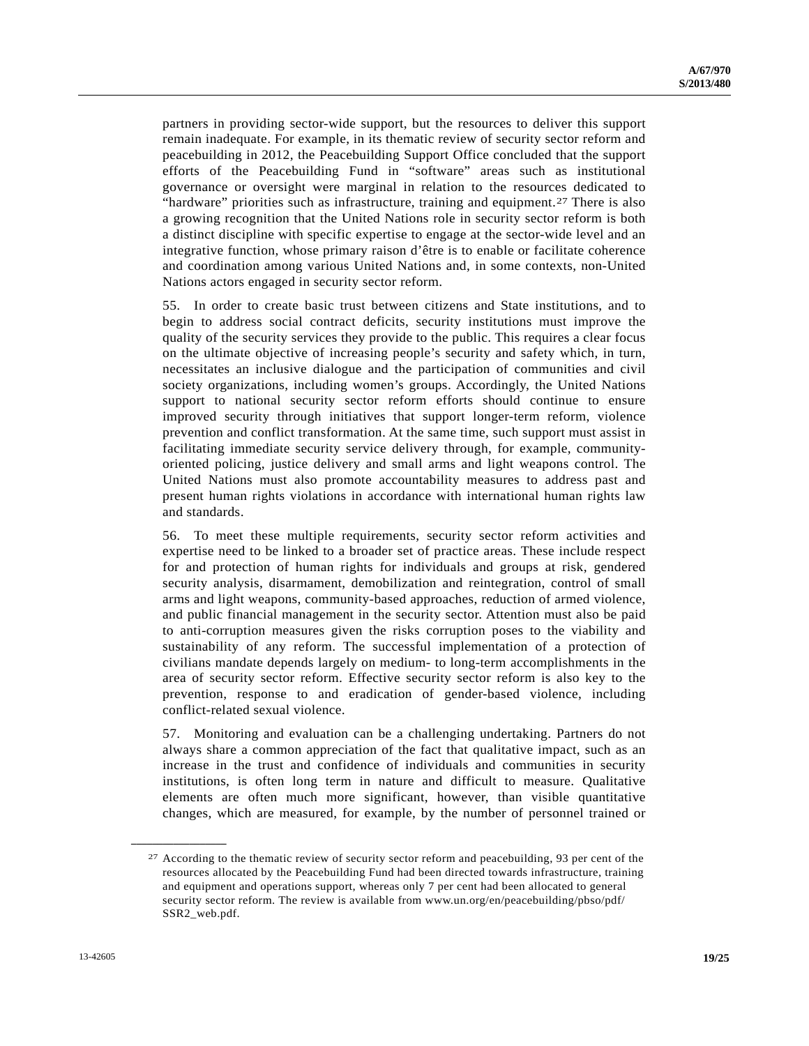partners in providing sector-wide support, but the resources to deliver this support remain inadequate. For example, in its thematic review of security sector reform and peacebuilding in 2012, the Peacebuilding Support Office concluded that the support efforts of the Peacebuilding Fund in "software" areas such as institutional governance or oversight were marginal in relation to the resources dedicated to "hardware" priorities such as infrastructure, training and equipment.[27] There is also a growing recognition that the United Nations role in security sector reform is both a distinct discipline with specific expertise to engage at the sector-wide level and an integrative function, whose primary raison d'être is to enable or facilitate coherence and coordination among various United Nations and, in some contexts, non-United Nations actors engaged in security sector reform.

55. In order to create basic trust between citizens and State institutions, and to begin to address social contract deficits, security institutions must improve the quality of the security services they provide to the public. This requires a clear focus on the ultimate objective of increasing people's security and safety which, in turn, necessitates an inclusive dialogue and the participation of communities and civil society organizations, including women's groups. Accordingly, the United Nations support to national security sector reform efforts should continue to ensure improved security through initiatives that support longer-term reform, violence prevention and conflict transformation. At the same time, such support must assist in facilitating immediate security service delivery through, for example, community-oriented policing, justice delivery and small arms and light weapons control. The United Nations must also promote accountability measures to address past and present human rights violations in accordance with international human rights law and standards.

56. To meet these multiple requirements, security sector reform activities and expertise need to be linked to a broader set of practice areas. These include respect for and protection of human rights for individuals and groups at risk, gendered security analysis, disarmament, demobilization and reintegration, control of small arms and light weapons, community-based approaches, reduction of armed violence, and public financial management in the security sector. Attention must also be paid to anti-corruption measures given the risks corruption poses to the viability and sustainability of any reform. The successful implementation of a protection of civilians mandate depends largely on medium- to long-term accomplishments in the area of security sector reform. Effective security sector reform is also key to the prevention, response to and eradication of gender-based violence, including conflict-related sexual violence.

57. Monitoring and evaluation can be a challenging undertaking. Partners do not always share a common appreciation of the fact that qualitative impact, such as an increase in the trust and confidence of individuals and communities in security institutions, is often long term in nature and difficult to measure. Qualitative elements are often much more significant, however, than visible quantitative changes, which are measured, for example, by the number of personnel trained or

---

[27] According to the thematic review of security sector reform and peacebuilding, 93 per cent of the resources allocated by the Peacebuilding Fund had been directed towards infrastructure, training and equipment and operations support, whereas only 7 per cent had been allocated to general security sector reform. The review is available from www.un.org/en/peacebuilding/pbso/pdf/SSR2_web.pdf.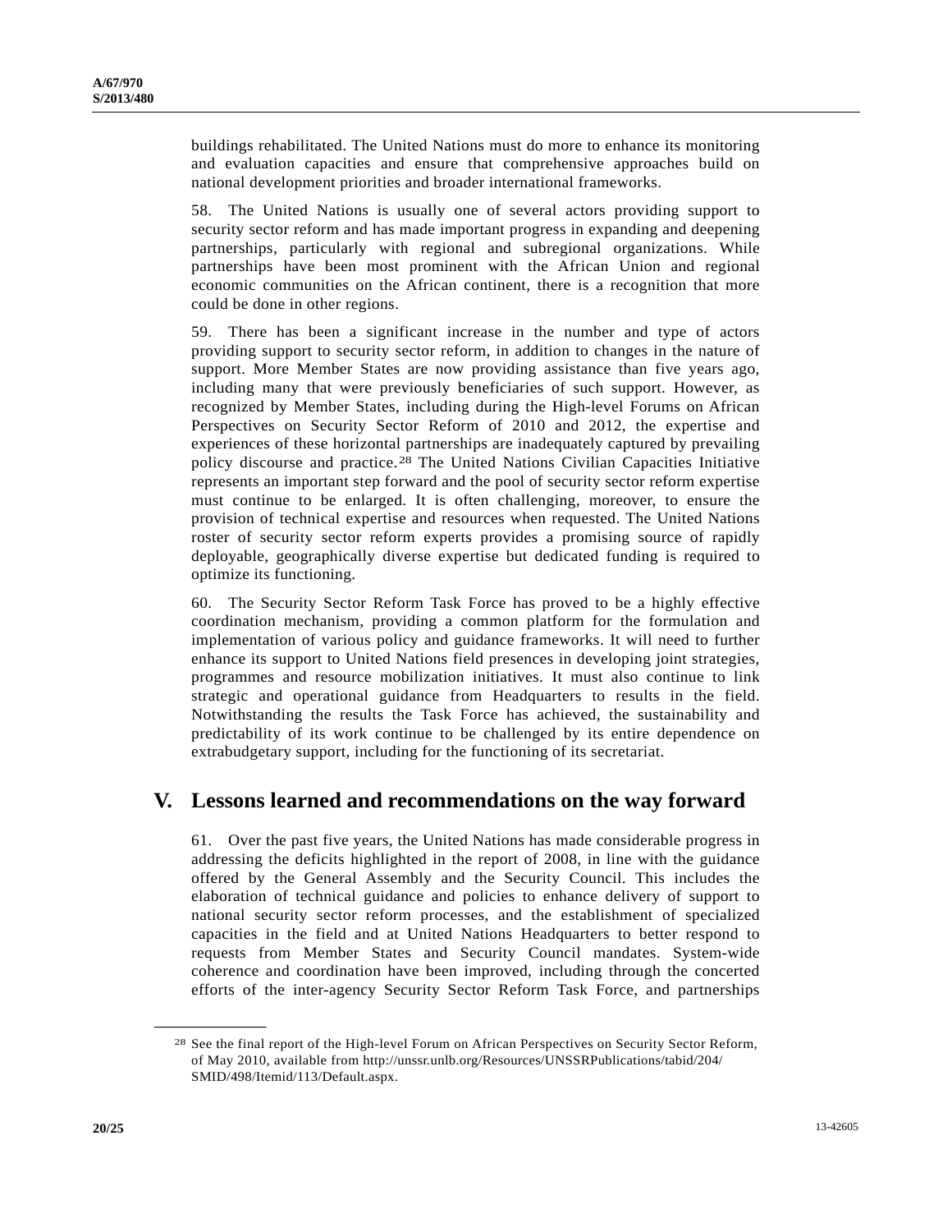buildings rehabilitated. The United Nations must do more to enhance its monitoring and evaluation capacities and ensure that comprehensive approaches build on national development priorities and broader international frameworks.

58. The United Nations is usually one of several actors providing support to security sector reform and has made important progress in expanding and deepening partnerships, particularly with regional and subregional organizations. While partnerships have been most prominent with the African Union and regional economic communities on the African continent, there is a recognition that more could be done in other regions.

59. There has been a significant increase in the number and type of actors providing support to security sector reform, in addition to changes in the nature of support. More Member States are now providing assistance than five years ago, including many that were previously beneficiaries of such support. However, as recognized by Member States, including during the High-level Forums on African Perspectives on Security Sector Reform of 2010 and 2012, the expertise and experiences of these horizontal partnerships are inadequately captured by prevailing policy discourse and practice.[28] The United Nations Civilian Capacities Initiative represents an important step forward and the pool of security sector reform expertise must continue to be enlarged. It is often challenging, moreover, to ensure the provision of technical expertise and resources when requested. The United Nations roster of security sector reform experts provides a promising source of rapidly deployable, geographically diverse expertise but dedicated funding is required to optimize its functioning.

60. The Security Sector Reform Task Force has proved to be a highly effective coordination mechanism, providing a common platform for the formulation and implementation of various policy and guidance frameworks. It will need to further enhance its support to United Nations field presences in developing joint strategies, programmes and resource mobilization initiatives. It must also continue to link strategic and operational guidance from Headquarters to results in the field. Notwithstanding the results the Task Force has achieved, the sustainability and predictability of its work continue to be challenged by its entire dependence on extrabudgetary support, including for the functioning of its secretariat.

## V. Lessons learned and recommendations on the way forward

61. Over the past five years, the United Nations has made considerable progress in addressing the deficits highlighted in the report of 2008, in line with the guidance offered by the General Assembly and the Security Council. This includes the elaboration of technical guidance and policies to enhance delivery of support to national security sector reform processes, and the establishment of specialized capacities in the field and at United Nations Headquarters to better respond to requests from Member States and Security Council mandates. System-wide coherence and coordination have been improved, including through the concerted efforts of the inter-agency Security Sector Reform Task Force, and partnerships

---

[28] See the final report of the High-level Forum on African Perspectives on Security Sector Reform, of May 2010, available from http://unssr.unlb.org/Resources/UNSSRPublications/tabid/204/SMID/498/Itemid/113/Default.aspx.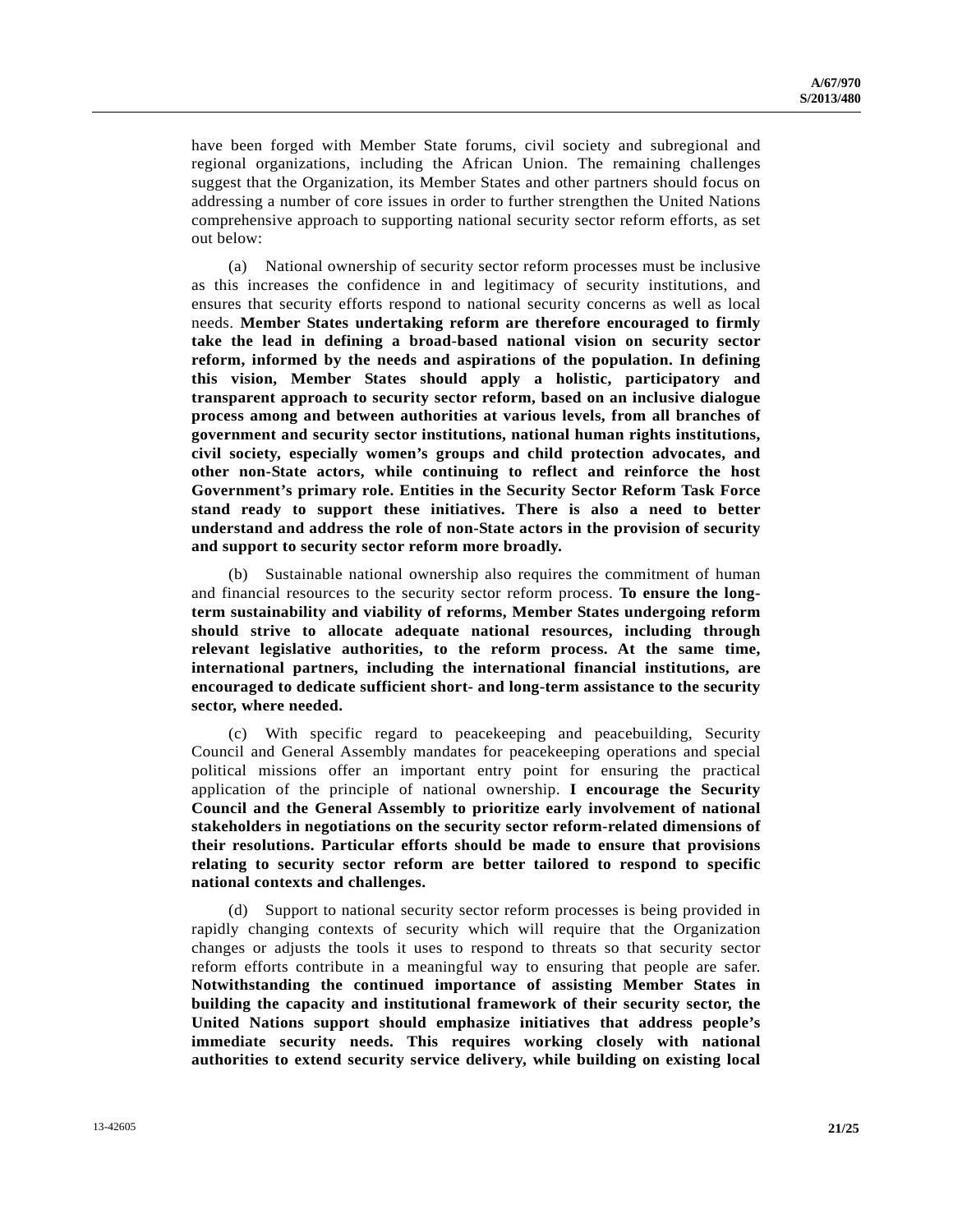have been forged with Member State forums, civil society and subregional and regional organizations, including the African Union. The remaining challenges suggest that the Organization, its Member States and other partners should focus on addressing a number of core issues in order to further strengthen the United Nations comprehensive approach to supporting national security sector reform efforts, as set out below:

(a) National ownership of security sector reform processes must be inclusive as this increases the confidence in and legitimacy of security institutions, and ensures that security efforts respond to national security concerns as well as local needs. **Member States undertaking reform are therefore encouraged to firmly take the lead in defining a broad-based national vision on security sector reform, informed by the needs and aspirations of the population. In defining this vision, Member States should apply a holistic, participatory and transparent approach to security sector reform, based on an inclusive dialogue process among and between authorities at various levels, from all branches of government and security sector institutions, national human rights institutions, civil society, especially women's groups and child protection advocates, and other non-State actors, while continuing to reflect and reinforce the host Government's primary role. Entities in the Security Sector Reform Task Force stand ready to support these initiatives. There is also a need to better understand and address the role of non-State actors in the provision of security and support to security sector reform more broadly.**

(b) Sustainable national ownership also requires the commitment of human and financial resources to the security sector reform process. **To ensure the long-term sustainability and viability of reforms, Member States undergoing reform should strive to allocate adequate national resources, including through relevant legislative authorities, to the reform process. At the same time, international partners, including the international financial institutions, are encouraged to dedicate sufficient short- and long-term assistance to the security sector, where needed.**

(c) With specific regard to peacekeeping and peacebuilding, Security Council and General Assembly mandates for peacekeeping operations and special political missions offer an important entry point for ensuring the practical application of the principle of national ownership. **I encourage the Security Council and the General Assembly to prioritize early involvement of national stakeholders in negotiations on the security sector reform-related dimensions of their resolutions. Particular efforts should be made to ensure that provisions relating to security sector reform are better tailored to respond to specific national contexts and challenges.**

(d) Support to national security sector reform processes is being provided in rapidly changing contexts of security which will require that the Organization changes or adjusts the tools it uses to respond to threats so that security sector reform efforts contribute in a meaningful way to ensuring that people are safer. **Notwithstanding the continued importance of assisting Member States in building the capacity and institutional framework of their security sector, the United Nations support should emphasize initiatives that address people's immediate security needs. This requires working closely with national authorities to extend security service delivery, while building on existing local**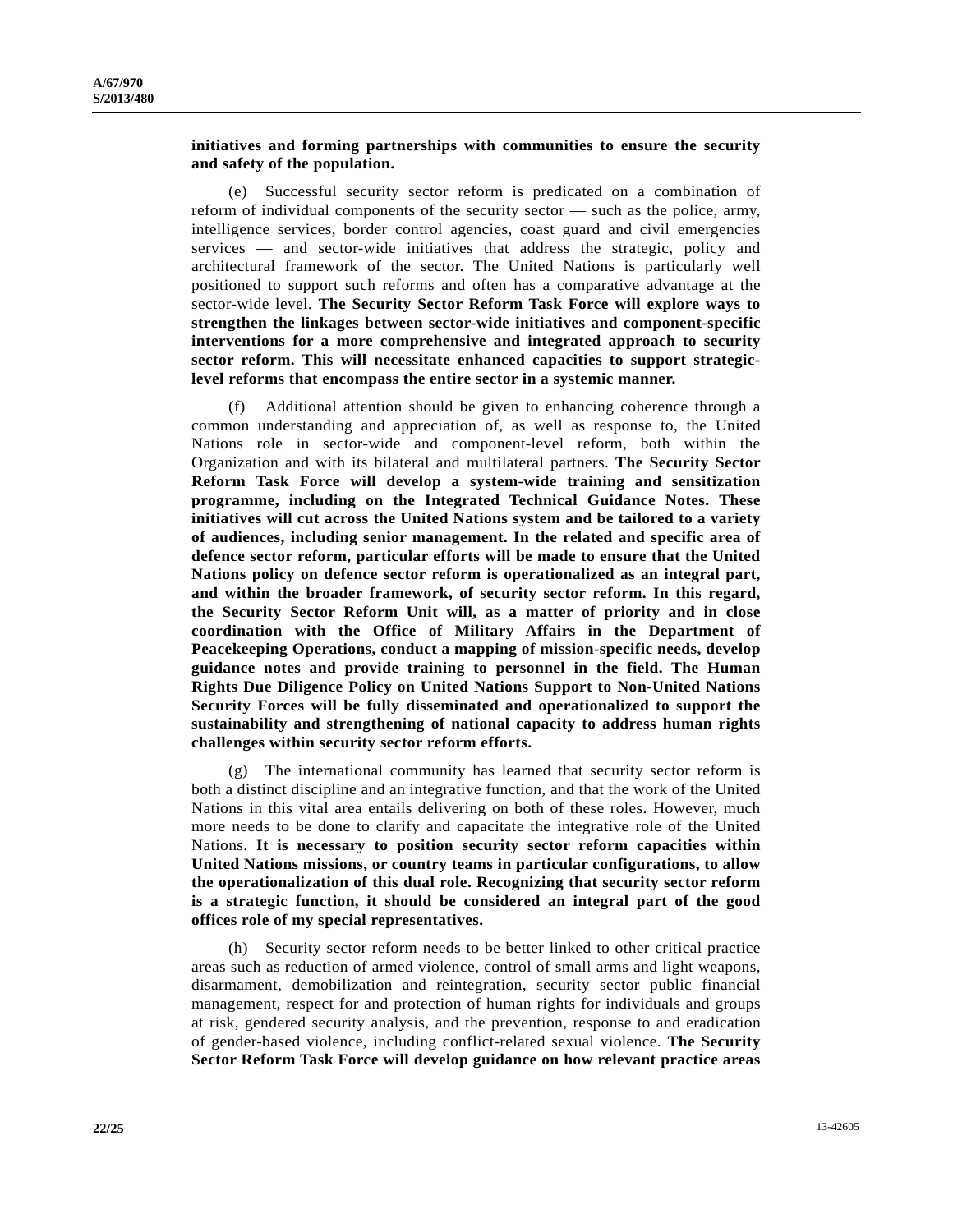**initiatives and forming partnerships with communities to ensure the security and safety of the population.**

(e) Successful security sector reform is predicated on a combination of reform of individual components of the security sector — such as the police, army, intelligence services, border control agencies, coast guard and civil emergencies services — and sector-wide initiatives that address the strategic, policy and architectural framework of the sector. The United Nations is particularly well positioned to support such reforms and often has a comparative advantage at the sector-wide level. **The Security Sector Reform Task Force will explore ways to strengthen the linkages between sector-wide initiatives and component-specific interventions for a more comprehensive and integrated approach to security sector reform. This will necessitate enhanced capacities to support strategic-level reforms that encompass the entire sector in a systemic manner.**

(f) Additional attention should be given to enhancing coherence through a common understanding and appreciation of, as well as response to, the United Nations role in sector-wide and component-level reform, both within the Organization and with its bilateral and multilateral partners. **The Security Sector Reform Task Force will develop a system-wide training and sensitization programme, including on the Integrated Technical Guidance Notes. These initiatives will cut across the United Nations system and be tailored to a variety of audiences, including senior management. In the related and specific area of defence sector reform, particular efforts will be made to ensure that the United Nations policy on defence sector reform is operationalized as an integral part, and within the broader framework, of security sector reform. In this regard, the Security Sector Reform Unit will, as a matter of priority and in close coordination with the Office of Military Affairs in the Department of Peacekeeping Operations, conduct a mapping of mission-specific needs, develop guidance notes and provide training to personnel in the field. The Human Rights Due Diligence Policy on United Nations Support to Non-United Nations Security Forces will be fully disseminated and operationalized to support the sustainability and strengthening of national capacity to address human rights challenges within security sector reform efforts.**

(g) The international community has learned that security sector reform is both a distinct discipline and an integrative function, and that the work of the United Nations in this vital area entails delivering on both of these roles. However, much more needs to be done to clarify and capacitate the integrative role of the United Nations. **It is necessary to position security sector reform capacities within United Nations missions, or country teams in particular configurations, to allow the operationalization of this dual role. Recognizing that security sector reform is a strategic function, it should be considered an integral part of the good offices role of my special representatives.**

(h) Security sector reform needs to be better linked to other critical practice areas such as reduction of armed violence, control of small arms and light weapons, disarmament, demobilization and reintegration, security sector public financial management, respect for and protection of human rights for individuals and groups at risk, gendered security analysis, and the prevention, response to and eradication of gender-based violence, including conflict-related sexual violence. **The Security Sector Reform Task Force will develop guidance on how relevant practice areas**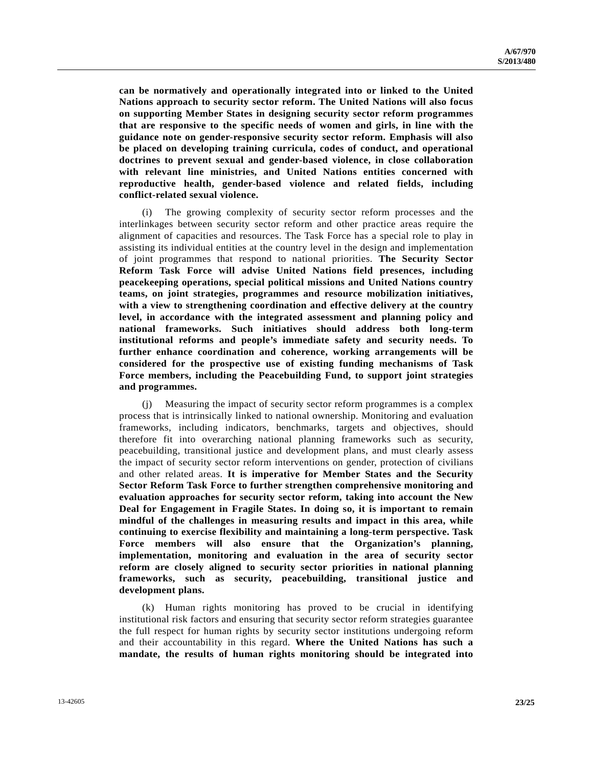**can be normatively and operationally integrated into or linked to the United Nations approach to security sector reform. The United Nations will also focus on supporting Member States in designing security sector reform programmes that are responsive to the specific needs of women and girls, in line with the guidance note on gender-responsive security sector reform. Emphasis will also be placed on developing training curricula, codes of conduct, and operational doctrines to prevent sexual and gender-based violence, in close collaboration with relevant line ministries, and United Nations entities concerned with reproductive health, gender-based violence and related fields, including conflict-related sexual violence.**

(i) The growing complexity of security sector reform processes and the interlinkages between security sector reform and other practice areas require the alignment of capacities and resources. The Task Force has a special role to play in assisting its individual entities at the country level in the design and implementation of joint programmes that respond to national priorities. **The Security Sector Reform Task Force will advise United Nations field presences, including peacekeeping operations, special political missions and United Nations country teams, on joint strategies, programmes and resource mobilization initiatives, with a view to strengthening coordination and effective delivery at the country level, in accordance with the integrated assessment and planning policy and national frameworks. Such initiatives should address both long-term institutional reforms and people's immediate safety and security needs. To further enhance coordination and coherence, working arrangements will be considered for the prospective use of existing funding mechanisms of Task Force members, including the Peacebuilding Fund, to support joint strategies and programmes.**

(j) Measuring the impact of security sector reform programmes is a complex process that is intrinsically linked to national ownership. Monitoring and evaluation frameworks, including indicators, benchmarks, targets and objectives, should therefore fit into overarching national planning frameworks such as security, peacebuilding, transitional justice and development plans, and must clearly assess the impact of security sector reform interventions on gender, protection of civilians and other related areas. **It is imperative for Member States and the Security Sector Reform Task Force to further strengthen comprehensive monitoring and evaluation approaches for security sector reform, taking into account the New Deal for Engagement in Fragile States. In doing so, it is important to remain mindful of the challenges in measuring results and impact in this area, while continuing to exercise flexibility and maintaining a long-term perspective. Task Force members will also ensure that the Organization's planning, implementation, monitoring and evaluation in the area of security sector reform are closely aligned to security sector priorities in national planning frameworks, such as security, peacebuilding, transitional justice and development plans.**

(k) Human rights monitoring has proved to be crucial in identifying institutional risk factors and ensuring that security sector reform strategies guarantee the full respect for human rights by security sector institutions undergoing reform and their accountability in this regard. **Where the United Nations has such a mandate, the results of human rights monitoring should be integrated into**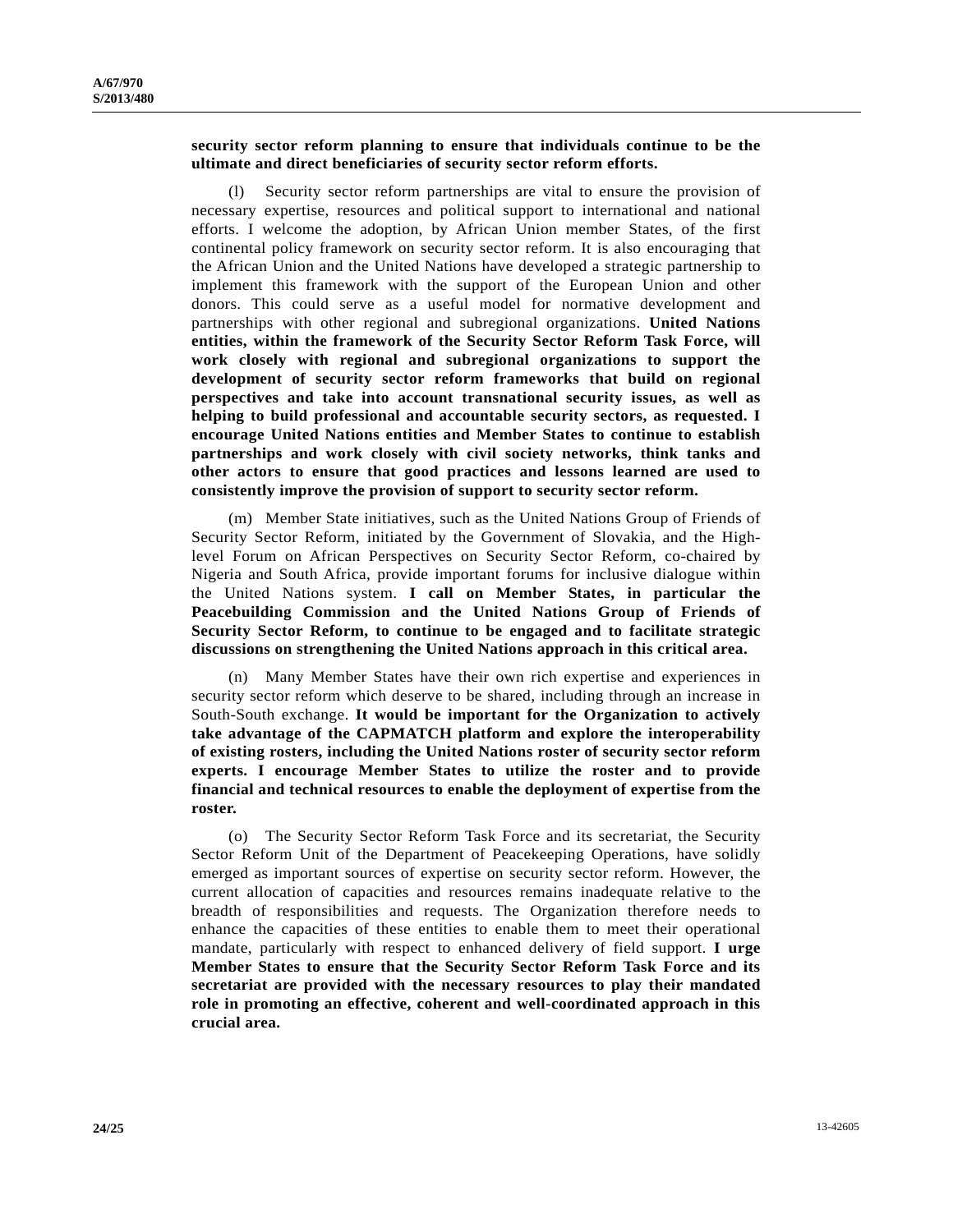**security sector reform planning to ensure that individuals continue to be the ultimate and direct beneficiaries of security sector reform efforts.**

(l) Security sector reform partnerships are vital to ensure the provision of necessary expertise, resources and political support to international and national efforts. I welcome the adoption, by African Union member States, of the first continental policy framework on security sector reform. It is also encouraging that the African Union and the United Nations have developed a strategic partnership to implement this framework with the support of the European Union and other donors. This could serve as a useful model for normative development and partnerships with other regional and subregional organizations. **United Nations entities, within the framework of the Security Sector Reform Task Force, will work closely with regional and subregional organizations to support the development of security sector reform frameworks that build on regional perspectives and take into account transnational security issues, as well as helping to build professional and accountable security sectors, as requested. I encourage United Nations entities and Member States to continue to establish partnerships and work closely with civil society networks, think tanks and other actors to ensure that good practices and lessons learned are used to consistently improve the provision of support to security sector reform.**

(m) Member State initiatives, such as the United Nations Group of Friends of Security Sector Reform, initiated by the Government of Slovakia, and the High-level Forum on African Perspectives on Security Sector Reform, co-chaired by Nigeria and South Africa, provide important forums for inclusive dialogue within the United Nations system. **I call on Member States, in particular the Peacebuilding Commission and the United Nations Group of Friends of Security Sector Reform, to continue to be engaged and to facilitate strategic discussions on strengthening the United Nations approach in this critical area.**

(n) Many Member States have their own rich expertise and experiences in security sector reform which deserve to be shared, including through an increase in South-South exchange. **It would be important for the Organization to actively take advantage of the CAPMATCH platform and explore the interoperability of existing rosters, including the United Nations roster of security sector reform experts. I encourage Member States to utilize the roster and to provide financial and technical resources to enable the deployment of expertise from the roster.**

(o) The Security Sector Reform Task Force and its secretariat, the Security Sector Reform Unit of the Department of Peacekeeping Operations, have solidly emerged as important sources of expertise on security sector reform. However, the current allocation of capacities and resources remains inadequate relative to the breadth of responsibilities and requests. The Organization therefore needs to enhance the capacities of these entities to enable them to meet their operational mandate, particularly with respect to enhanced delivery of field support. **I urge Member States to ensure that the Security Sector Reform Task Force and its secretariat are provided with the necessary resources to play their mandated role in promoting an effective, coherent and well-coordinated approach in this crucial area.**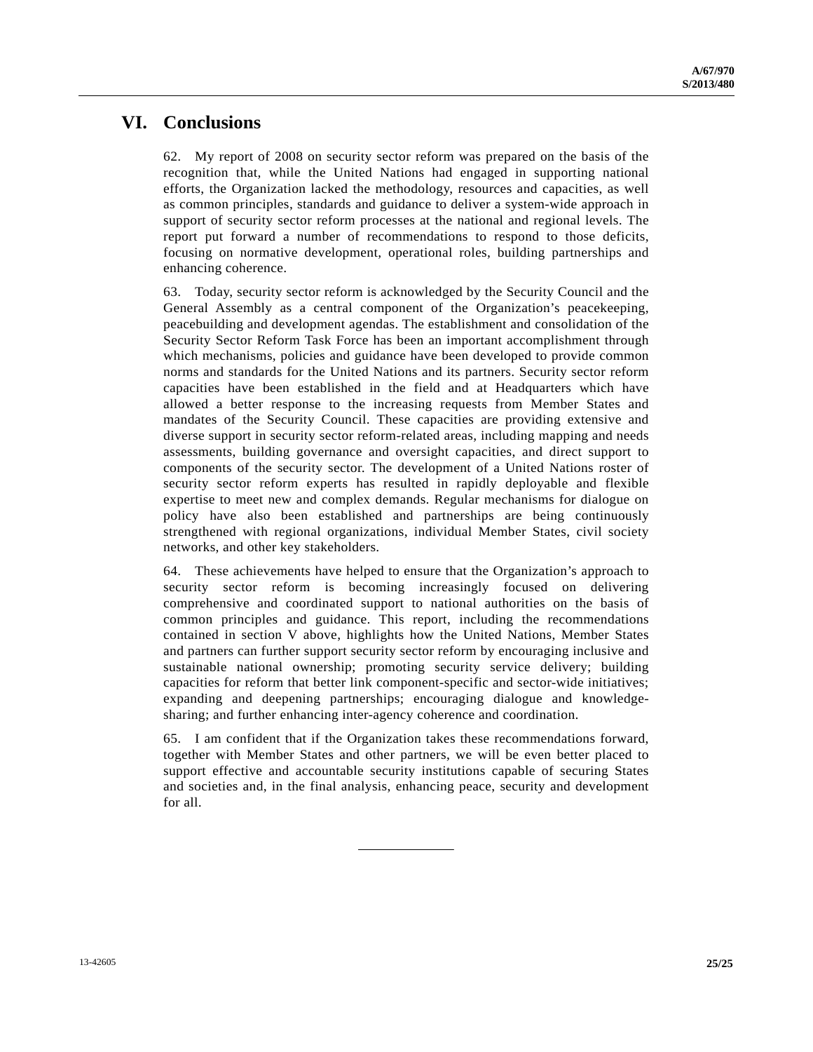# VI. Conclusions

62. My report of 2008 on security sector reform was prepared on the basis of the recognition that, while the United Nations had engaged in supporting national efforts, the Organization lacked the methodology, resources and capacities, as well as common principles, standards and guidance to deliver a system-wide approach in support of security sector reform processes at the national and regional levels. The report put forward a number of recommendations to respond to those deficits, focusing on normative development, operational roles, building partnerships and enhancing coherence.

63. Today, security sector reform is acknowledged by the Security Council and the General Assembly as a central component of the Organization's peacekeeping, peacebuilding and development agendas. The establishment and consolidation of the Security Sector Reform Task Force has been an important accomplishment through which mechanisms, policies and guidance have been developed to provide common norms and standards for the United Nations and its partners. Security sector reform capacities have been established in the field and at Headquarters which have allowed a better response to the increasing requests from Member States and mandates of the Security Council. These capacities are providing extensive and diverse support in security sector reform-related areas, including mapping and needs assessments, building governance and oversight capacities, and direct support to components of the security sector. The development of a United Nations roster of security sector reform experts has resulted in rapidly deployable and flexible expertise to meet new and complex demands. Regular mechanisms for dialogue on policy have also been established and partnerships are being continuously strengthened with regional organizations, individual Member States, civil society networks, and other key stakeholders.

64. These achievements have helped to ensure that the Organization's approach to security sector reform is becoming increasingly focused on delivering comprehensive and coordinated support to national authorities on the basis of common principles and guidance. This report, including the recommendations contained in section V above, highlights how the United Nations, Member States and partners can further support security sector reform by encouraging inclusive and sustainable national ownership; promoting security service delivery; building capacities for reform that better link component-specific and sector-wide initiatives; expanding and deepening partnerships; encouraging dialogue and knowledge-sharing; and further enhancing inter-agency coherence and coordination.

65. I am confident that if the Organization takes these recommendations forward, together with Member States and other partners, we will be even better placed to support effective and accountable security institutions capable of securing States and societies and, in the final analysis, enhancing peace, security and development for all.